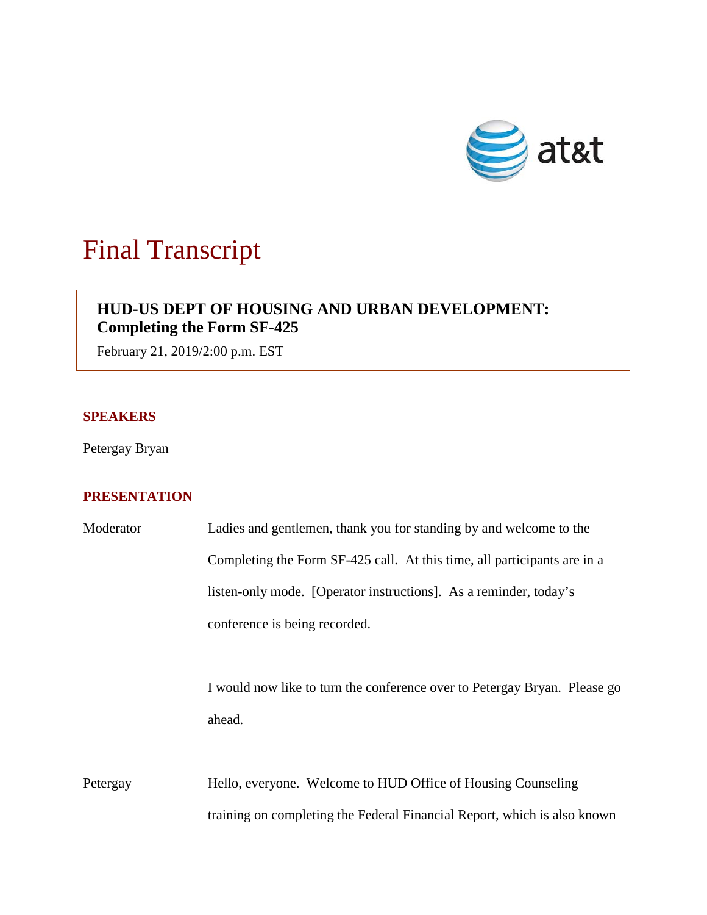# Final Transcript

**HUD-US DEPT OF HOUSING AND URBAN DEVELOPMENT: Completing the Form SF-425**

February 21, 2019/2:00 p.m. EST

## SPEAKERS

Petergay Bryan

## PRESENTATION

Moderator Ladies and gentlemen, thank you for standing by and welcome to the Completing the Form SF-425 call. At this time, all participants are in a listen-only mode. [Operator instructions]. As a reminder, today's conference is being recorded.

I would now like to turn the conference over to Petergay Bryan. Please go ahead.

Petergay Hello, everyone. Welcome to HUD Office of Housing Counseling training on completing the Federal Financial Report, which is also known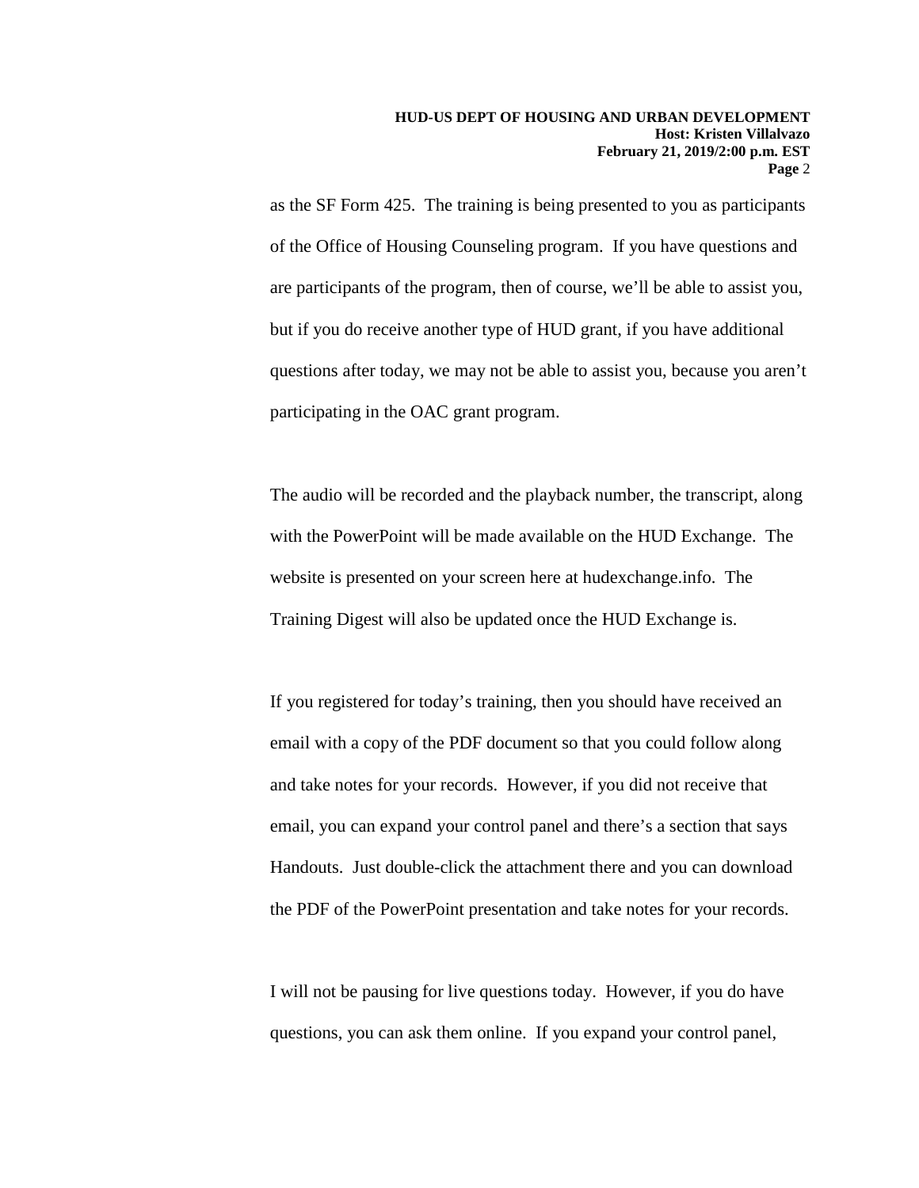as the SF Form 425. The training is being presented to you as participants of the Office of Housing Counseling program. If you have questions and are participants of the program, then of course, we'll be able to assist you, but if you do receive another type of HUD grant, if you have additional questions after today, we may not be able to assist you, because you aren't participating in the OAC grant program.

The audio will be recorded and the playback number, the transcript, along with the PowerPoint will be made available on the HUD Exchange. The website is presented on your screen here at hudexchange.info. The Training Digest will also be updated once the HUD Exchange is.

If you registered for today's training, then you should have received an email with a copy of the PDF document so that you could follow along and take notes for your records. However, if you did not receive that email, you can expand your control panel and there's a section that says Handouts. Just double-click the attachment there and you can download the PDF of the PowerPoint presentation and take notes for your records.

I will not be pausing for live questions today. However, if you do have questions, you can ask them online. If you expand your control panel,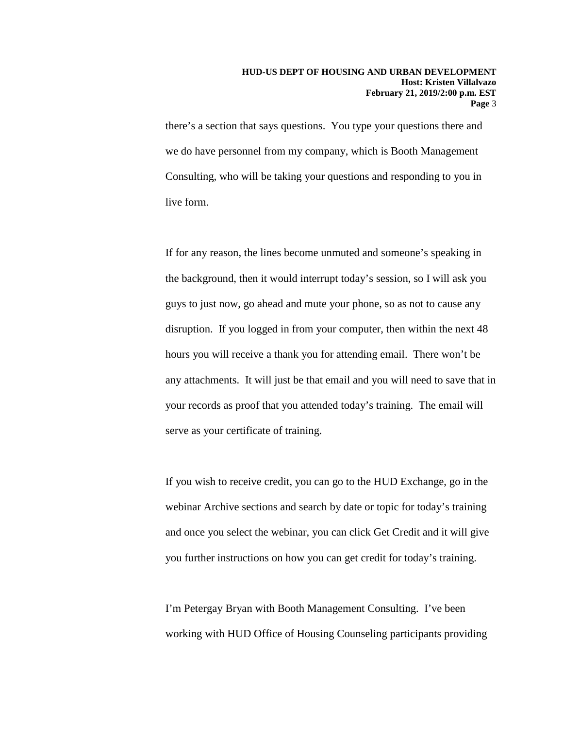there's a section that says questions. You type your questions there and we do have personnel from my company, which is Booth Management Consulting, who will be taking your questions and responding to you in live form.

If for any reason, the lines become unmuted and someone's speaking in the background, then it would interrupt today's session, so I will ask you guys to just now, go ahead and mute your phone, so as not to cause any disruption. If you logged in from your computer, then within the next 48 hours you will receive a thank you for attending email. There won't be any attachments. It will just be that email and you will need to save that in your records as proof that you attended today's training. The email will serve as your certificate of training.

If you wish to receive credit, you can go to the HUD Exchange, go in the webinar Archive sections and search by date or topic for today's training and once you select the webinar, you can click Get Credit and it will give you further instructions on how you can get credit for today's training.

I'm Petergay Bryan with Booth Management Consulting. I've been working with HUD Office of Housing Counseling participants providing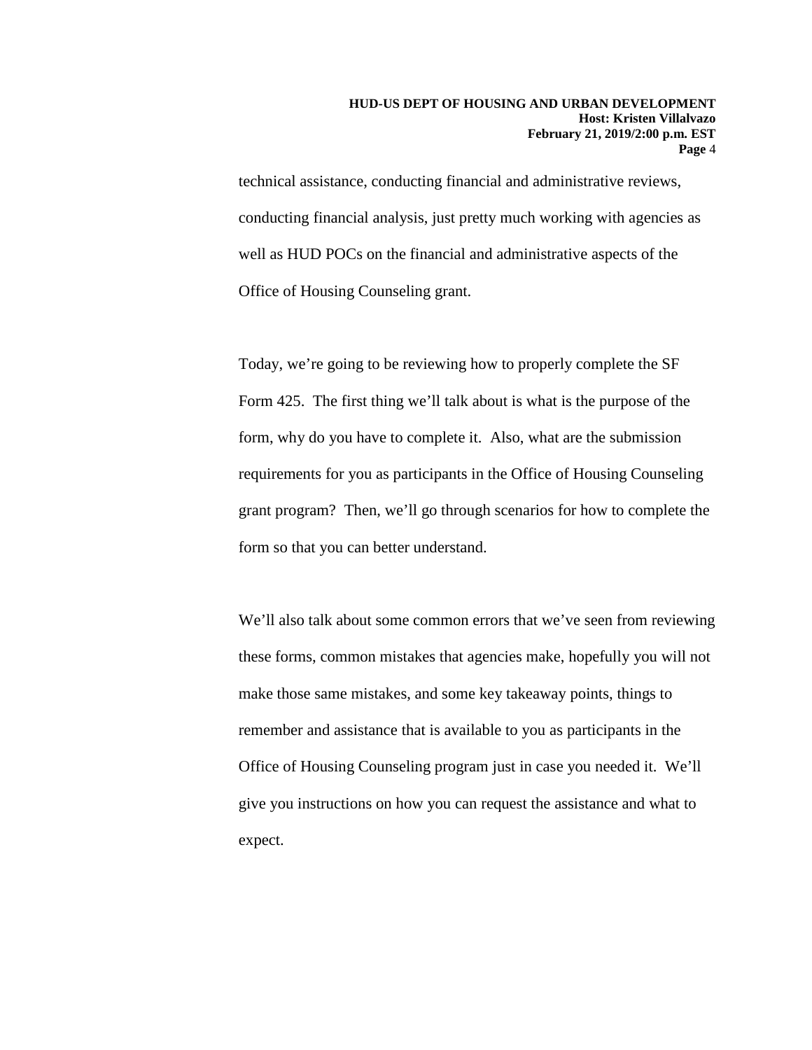technical assistance, conducting financial and administrative reviews, conducting financial analysis, just pretty much working with agencies as well as HUD POCs on the financial and administrative aspects of the Office of Housing Counseling grant.

Today, we're going to be reviewing how to properly complete the SF Form 425. The first thing we'll talk about is what is the purpose of the form, why do you have to complete it. Also, what are the submission requirements for you as participants in the Office of Housing Counseling grant program? Then, we'll go through scenarios for how to complete the form so that you can better understand.

We'll also talk about some common errors that we've seen from reviewing these forms, common mistakes that agencies make, hopefully you will not make those same mistakes, and some key takeaway points, things to remember and assistance that is available to you as participants in the Office of Housing Counseling program just in case you needed it. We'll give you instructions on how you can request the assistance and what to expect.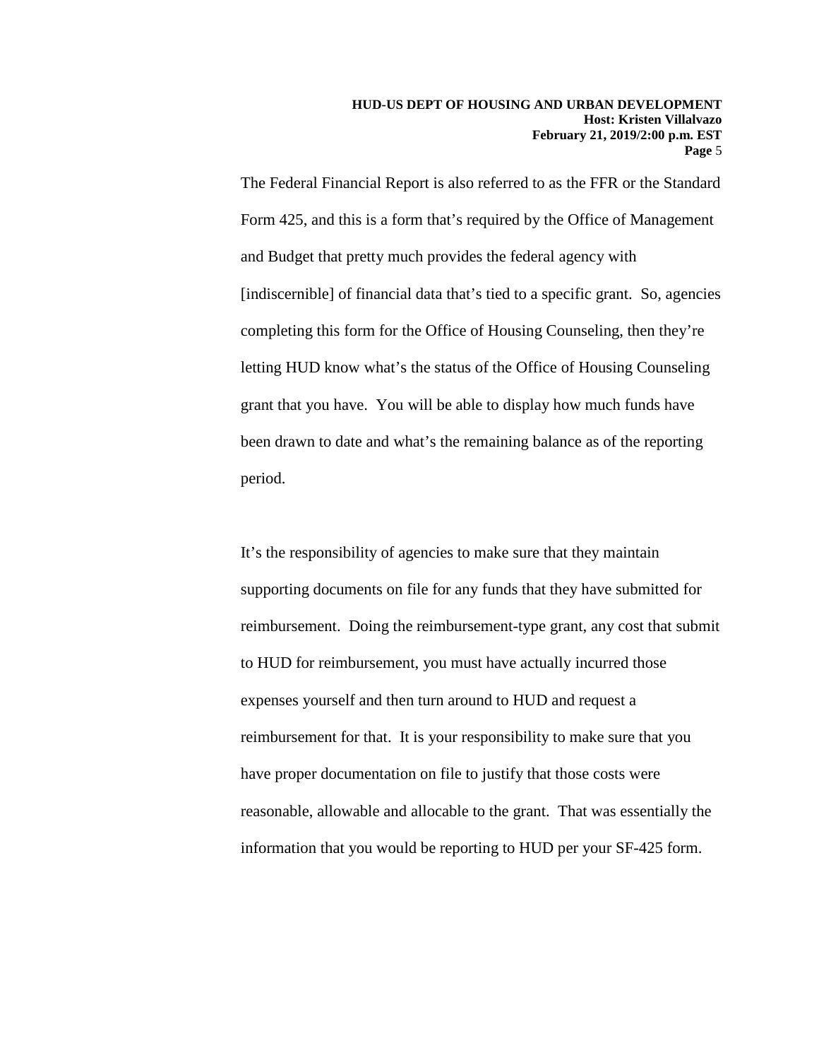The Federal Financial Report is also referred to as the FFR or the Standard Form 425, and this is a form that's required by the Office of Management and Budget that pretty much provides the federal agency with [indiscernible] of financial data that's tied to a specific grant. So, agencies completing this form for the Office of Housing Counseling, then they're letting HUD know what's the status of the Office of Housing Counseling grant that you have. You will be able to display how much funds have been drawn to date and what's the remaining balance as of the reporting period.

It's the responsibility of agencies to make sure that they maintain supporting documents on file for any funds that they have submitted for reimbursement. Doing the reimbursement-type grant, any cost that submit to HUD for reimbursement, you must have actually incurred those expenses yourself and then turn around to HUD and request a reimbursement for that. It is your responsibility to make sure that you have proper documentation on file to justify that those costs were reasonable, allowable and allocable to the grant. That was essentially the information that you would be reporting to HUD per your SF-425 form.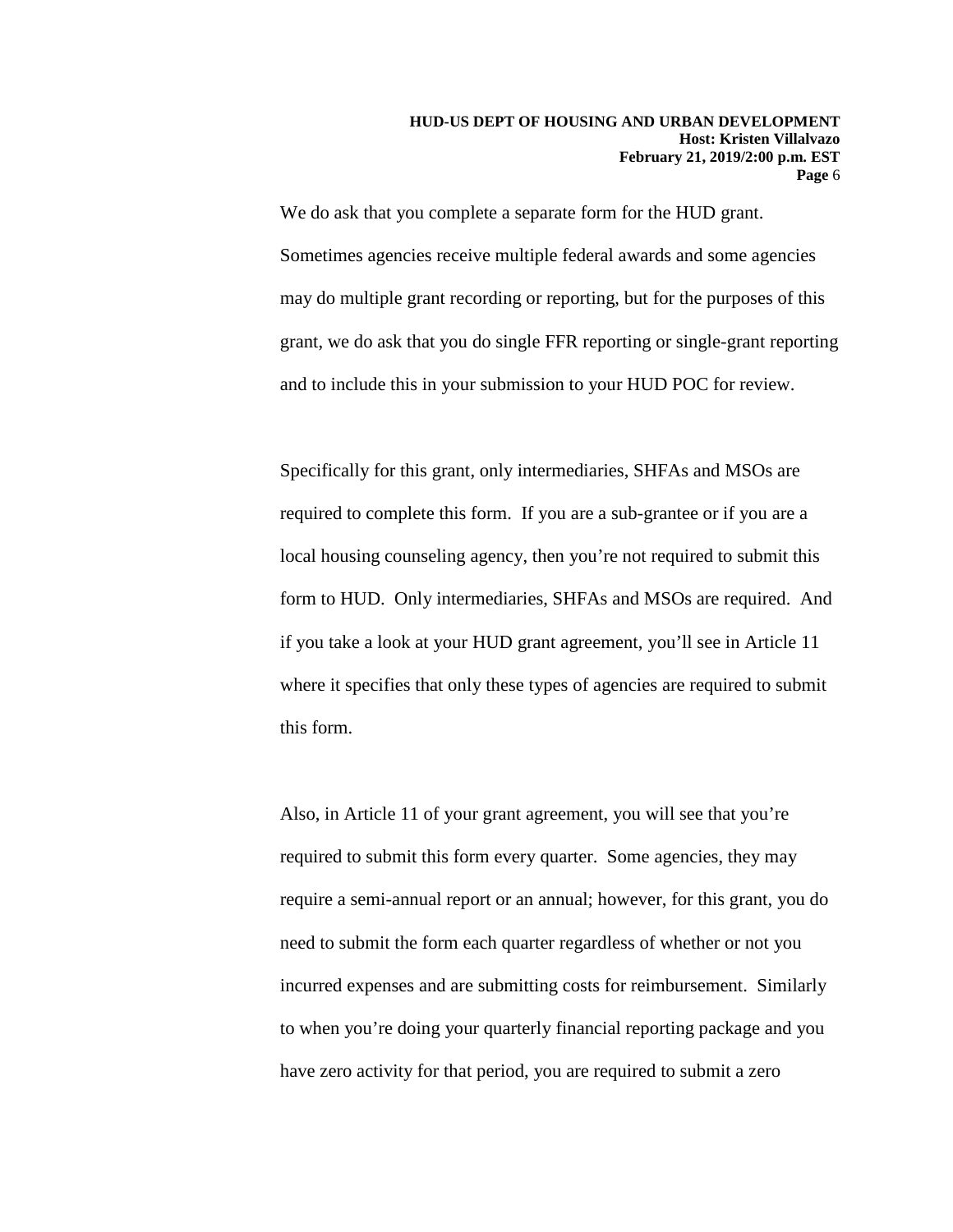We do ask that you complete a separate form for the HUD grant. Sometimes agencies receive multiple federal awards and some agencies may do multiple grant recording or reporting, but for the purposes of this grant, we do ask that you do single FFR reporting or single-grant reporting and to include this in your submission to your HUD POC for review.

Specifically for this grant, only intermediaries, SHFAs and MSOs are required to complete this form. If you are a sub-grantee or if you are a local housing counseling agency, then you're not required to submit this form to HUD. Only intermediaries, SHFAs and MSOs are required. And if you take a look at your HUD grant agreement, you'll see in Article 11 where it specifies that only these types of agencies are required to submit this form.

Also, in Article 11 of your grant agreement, you will see that you're required to submit this form every quarter. Some agencies, they may require a semi-annual report or an annual; however, for this grant, you do need to submit the form each quarter regardless of whether or not you incurred expenses and are submitting costs for reimbursement. Similarly to when you're doing your quarterly financial reporting package and you have zero activity for that period, you are required to submit a zero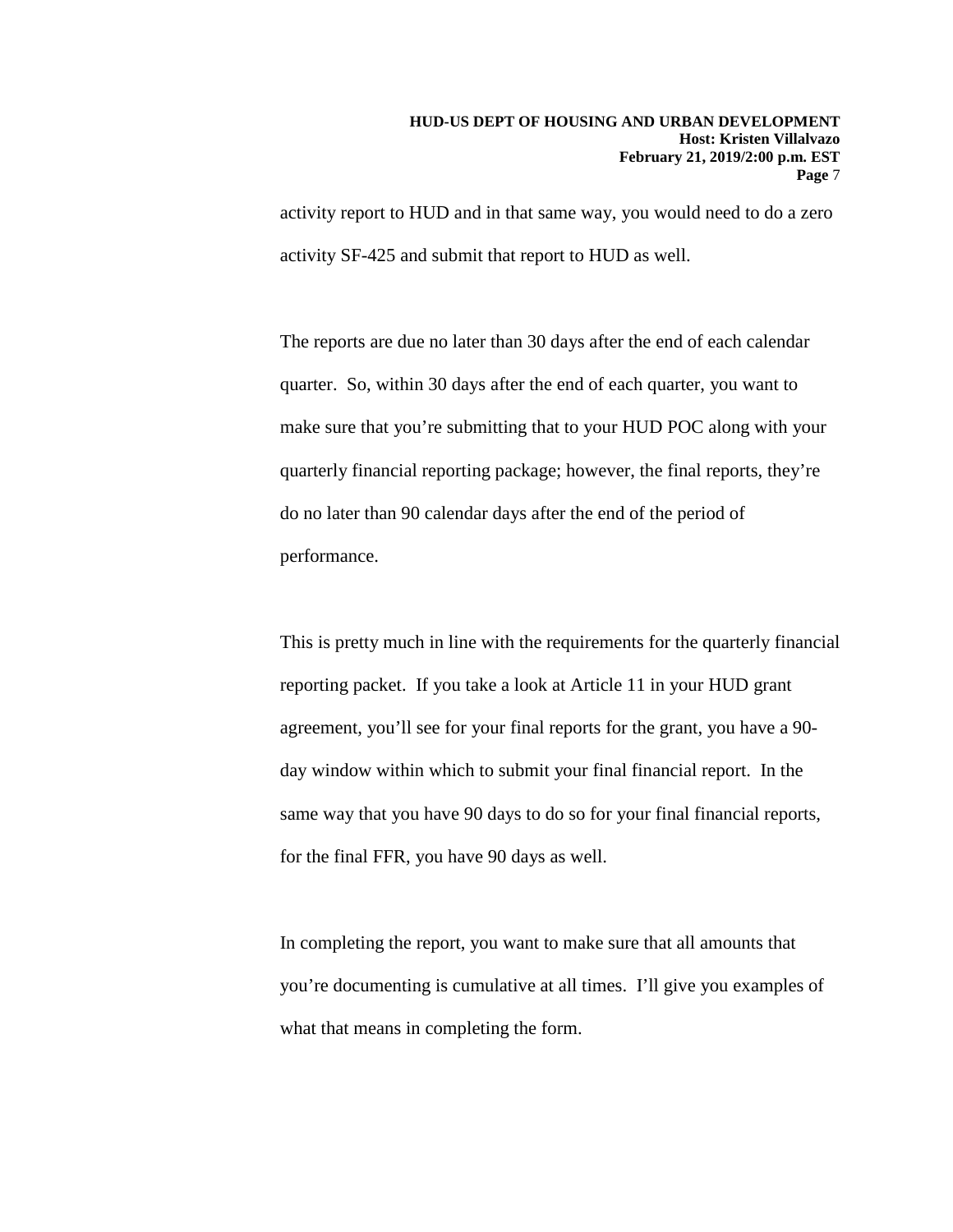activity report to HUD and in that same way, you would need to do a zero activity SF-425 and submit that report to HUD as well.

The reports are due no later than 30 days after the end of each calendar quarter. So, within 30 days after the end of each quarter, you want to make sure that you're submitting that to your HUD POC along with your quarterly financial reporting package; however, the final reports, they're do no later than 90 calendar days after the end of the period of performance.

This is pretty much in line with the requirements for the quarterly financial reporting packet. If you take a look at Article 11 in your HUD grant agreement, you'll see for your final reports for the grant, you have a 90-day window within which to submit your final financial report. In the same way that you have 90 days to do so for your final financial reports, for the final FFR, you have 90 days as well.

In completing the report, you want to make sure that all amounts that you're documenting is cumulative at all times. I'll give you examples of what that means in completing the form.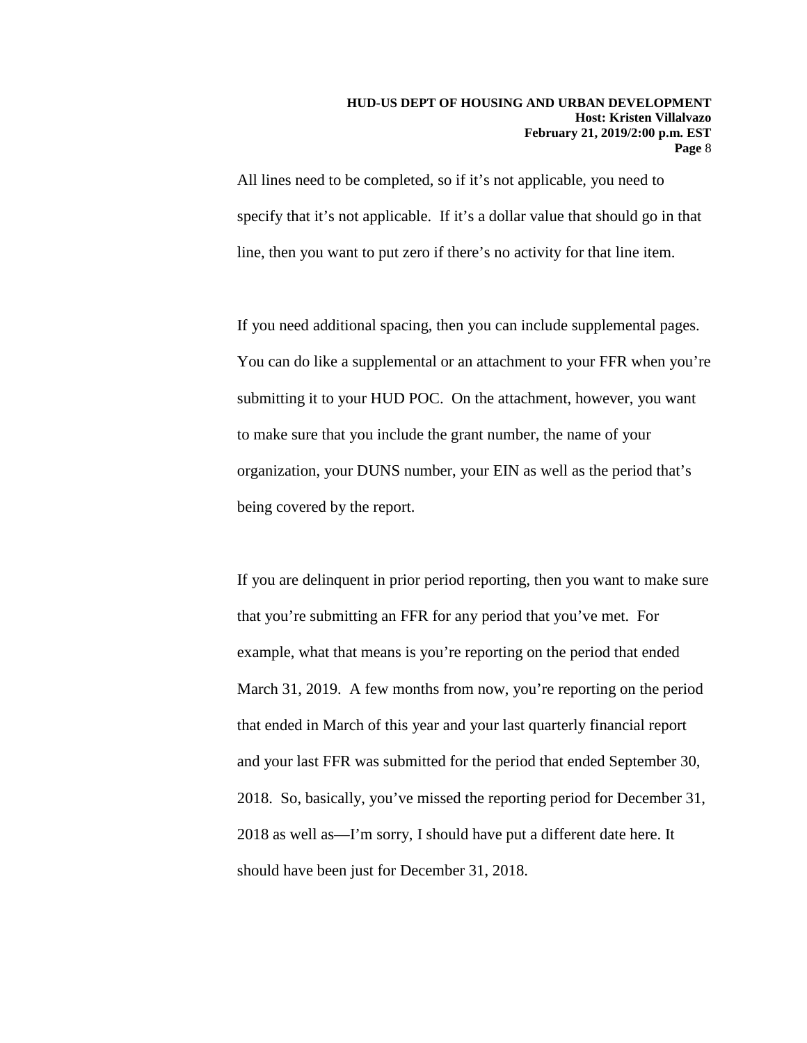All lines need to be completed, so if it's not applicable, you need to specify that it's not applicable. If it's a dollar value that should go in that line, then you want to put zero if there's no activity for that line item.

If you need additional spacing, then you can include supplemental pages. You can do like a supplemental or an attachment to your FFR when you're submitting it to your HUD POC. On the attachment, however, you want to make sure that you include the grant number, the name of your organization, your DUNS number, your EIN as well as the period that's being covered by the report.

If you are delinquent in prior period reporting, then you want to make sure that you're submitting an FFR for any period that you've met. For example, what that means is you're reporting on the period that ended March 31, 2019. A few months from now, you're reporting on the period that ended in March of this year and your last quarterly financial report and your last FFR was submitted for the period that ended September 30, 2018. So, basically, you've missed the reporting period for December 31, 2018 as well as—I'm sorry, I should have put a different date here. It should have been just for December 31, 2018.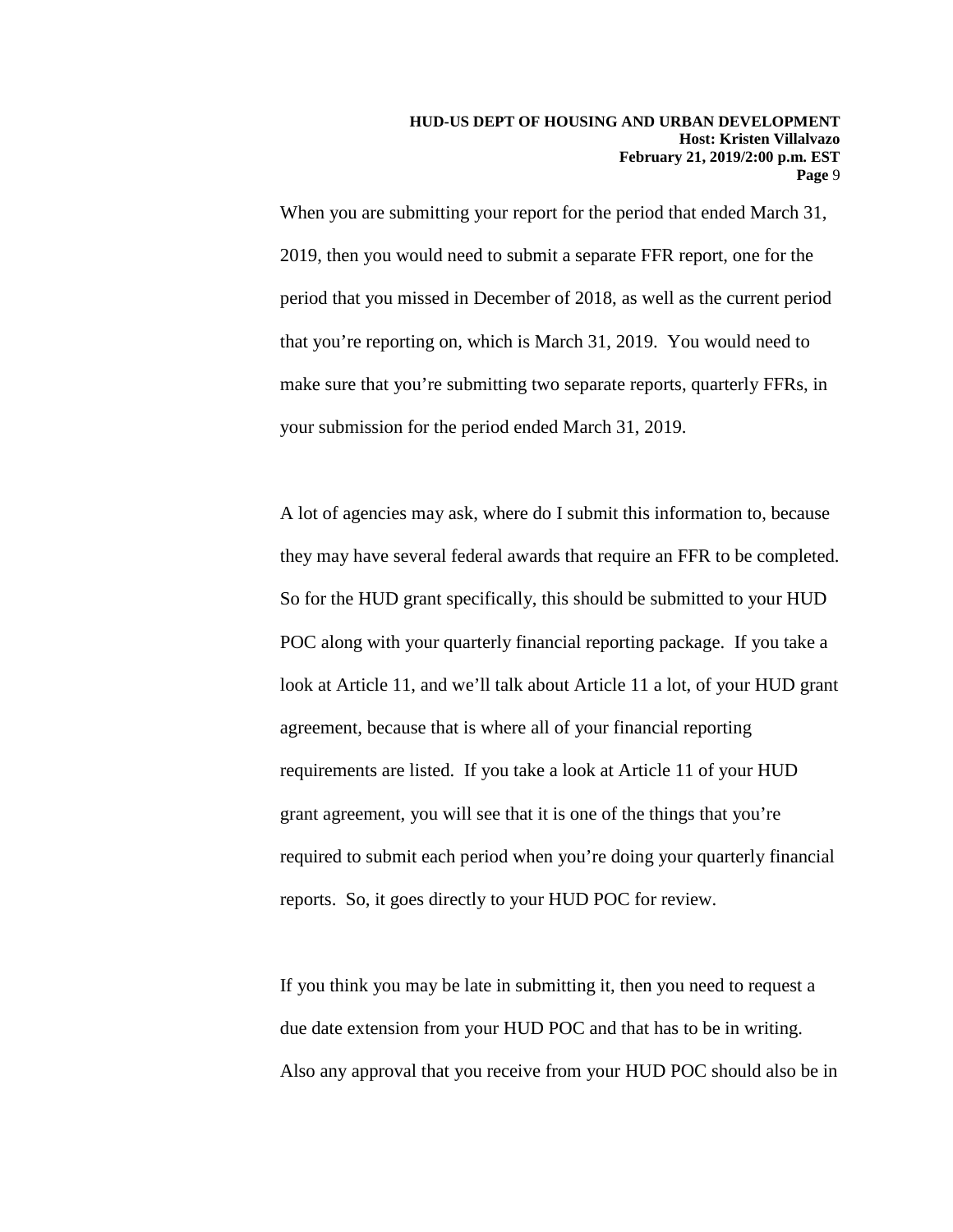When you are submitting your report for the period that ended March 31, 2019, then you would need to submit a separate FFR report, one for the period that you missed in December of 2018, as well as the current period that you're reporting on, which is March 31, 2019. You would need to make sure that you're submitting two separate reports, quarterly FFRs, in your submission for the period ended March 31, 2019.

A lot of agencies may ask, where do I submit this information to, because they may have several federal awards that require an FFR to be completed. So for the HUD grant specifically, this should be submitted to your HUD POC along with your quarterly financial reporting package. If you take a look at Article 11, and we'll talk about Article 11 a lot, of your HUD grant agreement, because that is where all of your financial reporting requirements are listed. If you take a look at Article 11 of your HUD grant agreement, you will see that it is one of the things that you're required to submit each period when you're doing your quarterly financial reports. So, it goes directly to your HUD POC for review.

If you think you may be late in submitting it, then you need to request a due date extension from your HUD POC and that has to be in writing. Also any approval that you receive from your HUD POC should also be in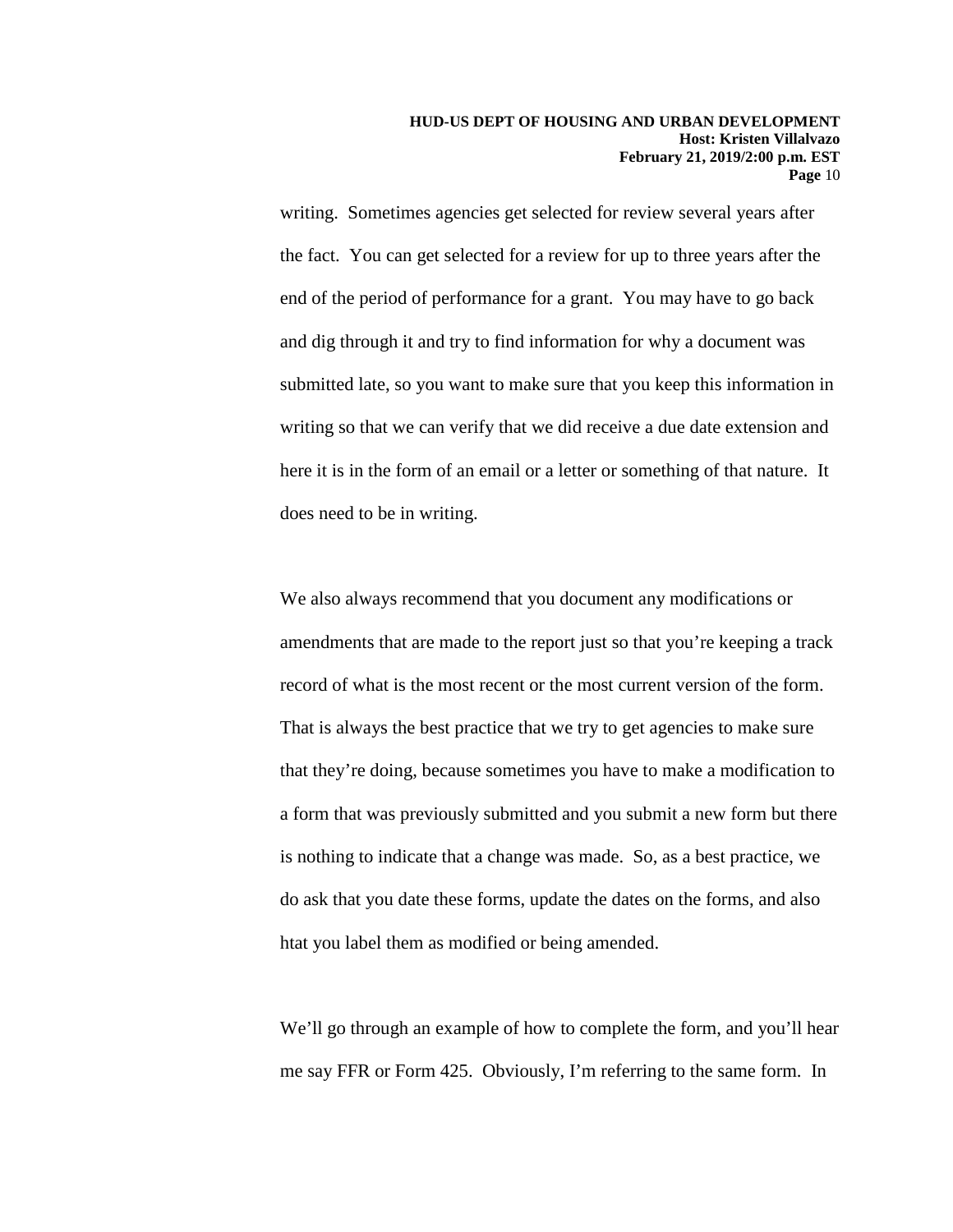writing. Sometimes agencies get selected for review several years after the fact. You can get selected for a review for up to three years after the end of the period of performance for a grant. You may have to go back and dig through it and try to find information for why a document was submitted late, so you want to make sure that you keep this information in writing so that we can verify that we did receive a due date extension and here it is in the form of an email or a letter or something of that nature. It does need to be in writing.

We also always recommend that you document any modifications or amendments that are made to the report just so that you're keeping a track record of what is the most recent or the most current version of the form. That is always the best practice that we try to get agencies to make sure that they're doing, because sometimes you have to make a modification to a form that was previously submitted and you submit a new form but there is nothing to indicate that a change was made. So, as a best practice, we do ask that you date these forms, update the dates on the forms, and also htat you label them as modified or being amended.

We'll go through an example of how to complete the form, and you'll hear me say FFR or Form 425. Obviously, I'm referring to the same form. In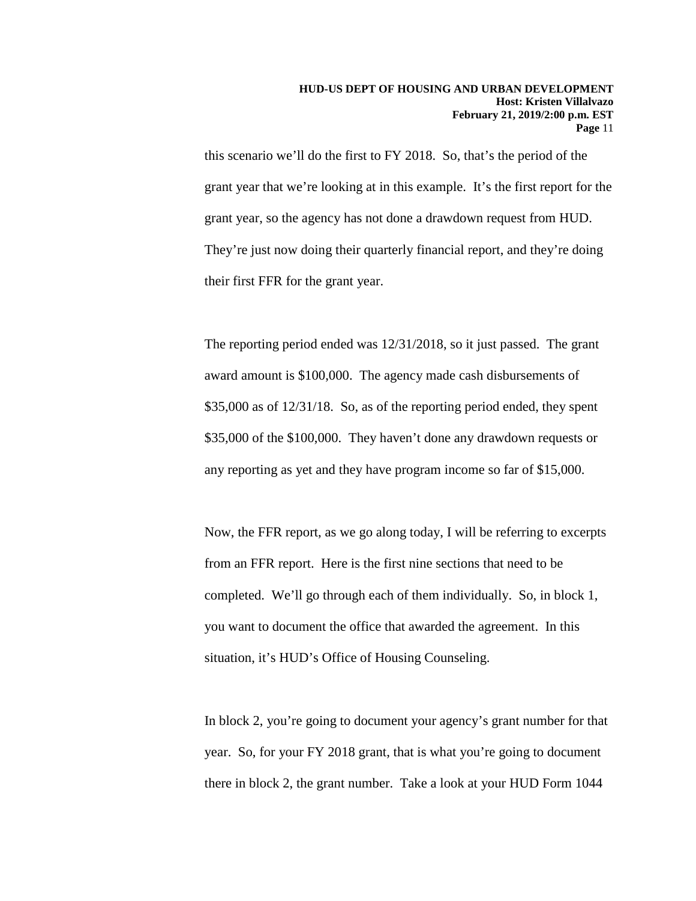this scenario we'll do the first to FY 2018. So, that's the period of the grant year that we're looking at in this example. It's the first report for the grant year, so the agency has not done a drawdown request from HUD. They're just now doing their quarterly financial report, and they're doing their first FFR for the grant year.

The reporting period ended was 12/31/2018, so it just passed. The grant award amount is $100,000. The agency made cash disbursements of $35,000 as of 12/31/18. So, as of the reporting period ended, they spent $35,000 of the $100,000. They haven't done any drawdown requests or any reporting as yet and they have program income so far of $15,000.

Now, the FFR report, as we go along today, I will be referring to excerpts from an FFR report. Here is the first nine sections that need to be completed. We'll go through each of them individually. So, in block 1, you want to document the office that awarded the agreement. In this situation, it's HUD's Office of Housing Counseling.

In block 2, you're going to document your agency's grant number for that year. So, for your FY 2018 grant, that is what you're going to document there in block 2, the grant number. Take a look at your HUD Form 1044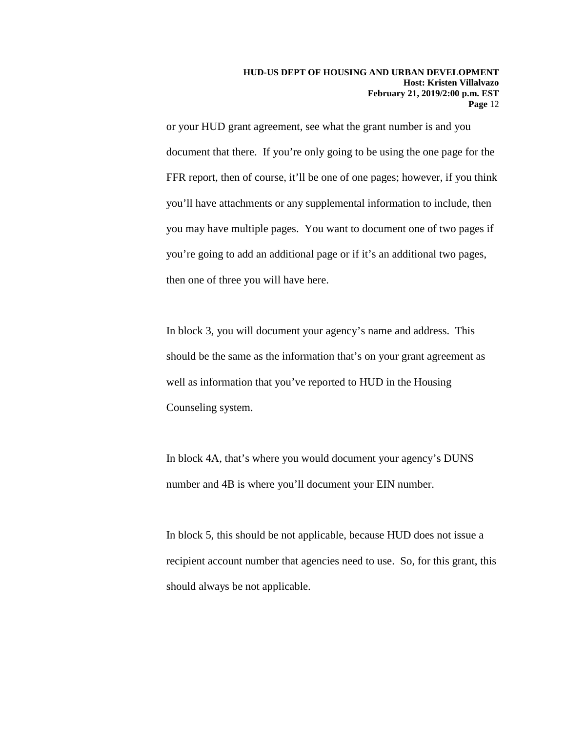or your HUD grant agreement, see what the grant number is and you document that there. If you're only going to be using the one page for the FFR report, then of course, it'll be one of one pages; however, if you think you'll have attachments or any supplemental information to include, then you may have multiple pages. You want to document one of two pages if you're going to add an additional page or if it's an additional two pages, then one of three you will have here.

In block 3, you will document your agency's name and address. This should be the same as the information that's on your grant agreement as well as information that you've reported to HUD in the Housing Counseling system.

In block 4A, that's where you would document your agency's DUNS number and 4B is where you'll document your EIN number.

In block 5, this should be not applicable, because HUD does not issue a recipient account number that agencies need to use. So, for this grant, this should always be not applicable.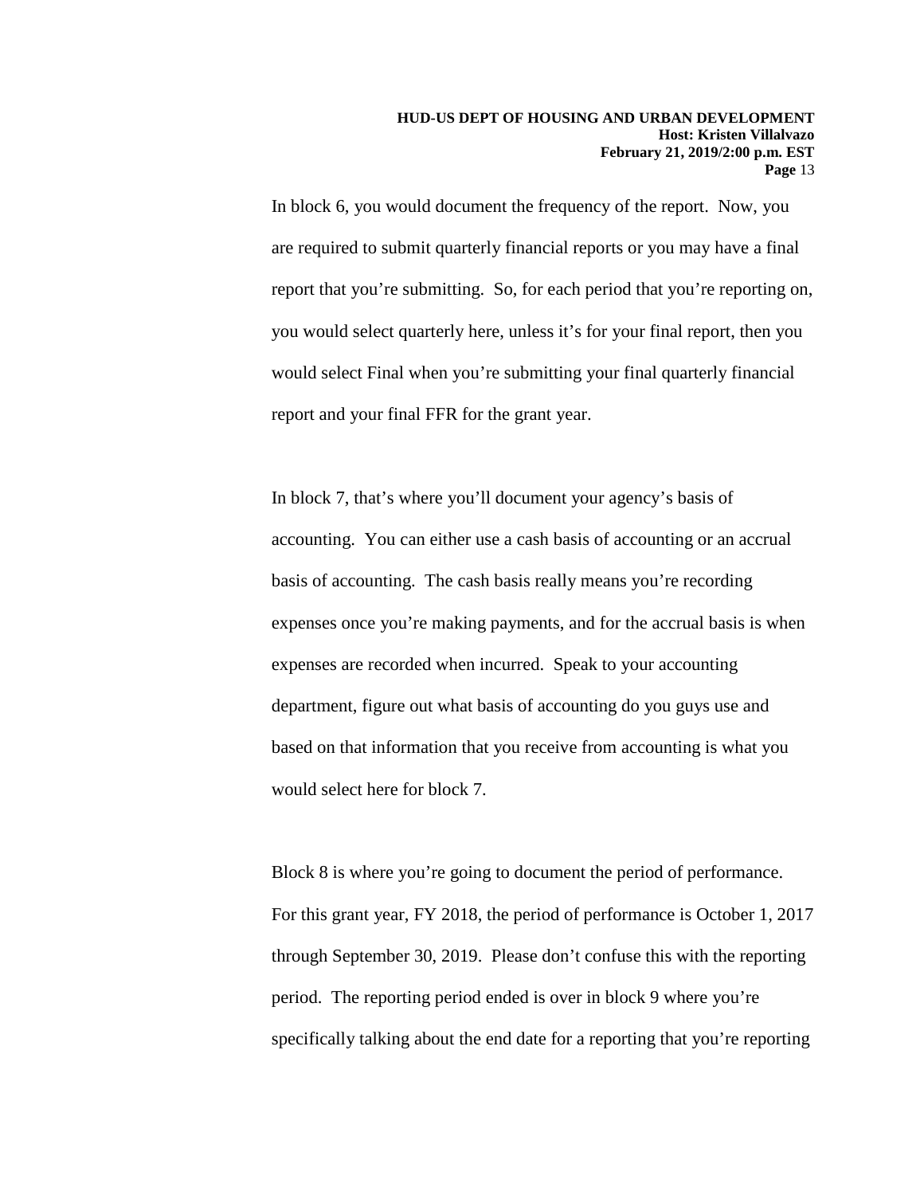In block 6, you would document the frequency of the report. Now, you are required to submit quarterly financial reports or you may have a final report that you're submitting. So, for each period that you're reporting on, you would select quarterly here, unless it's for your final report, then you would select Final when you're submitting your final quarterly financial report and your final FFR for the grant year.

In block 7, that's where you'll document your agency's basis of accounting. You can either use a cash basis of accounting or an accrual basis of accounting. The cash basis really means you're recording expenses once you're making payments, and for the accrual basis is when expenses are recorded when incurred. Speak to your accounting department, figure out what basis of accounting do you guys use and based on that information that you receive from accounting is what you would select here for block 7.

Block 8 is where you're going to document the period of performance. For this grant year, FY 2018, the period of performance is October 1, 2017 through September 30, 2019. Please don't confuse this with the reporting period. The reporting period ended is over in block 9 where you're specifically talking about the end date for a reporting that you're reporting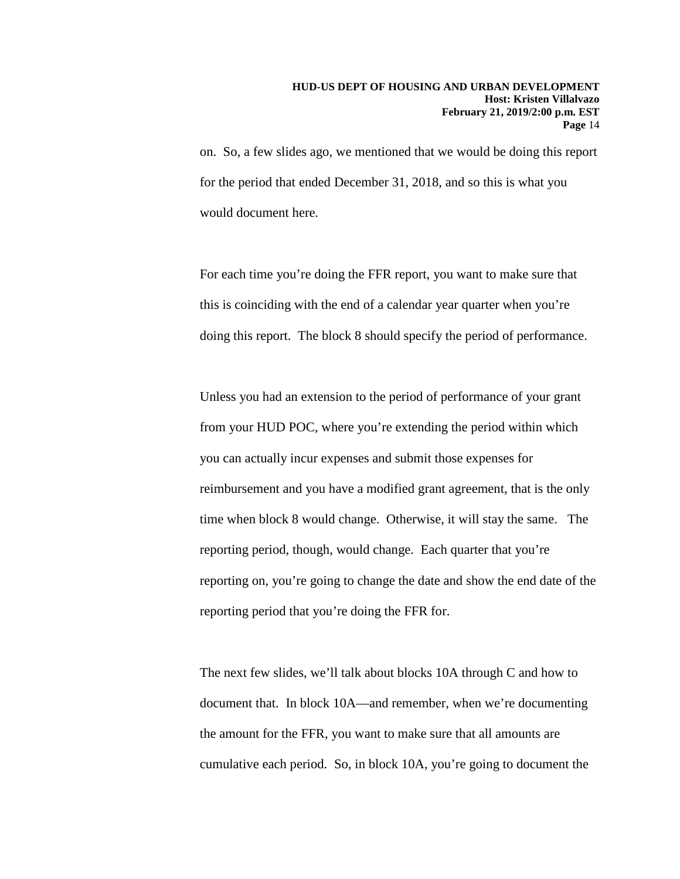on. So, a few slides ago, we mentioned that we would be doing this report for the period that ended December 31, 2018, and so this is what you would document here.

For each time you're doing the FFR report, you want to make sure that this is coinciding with the end of a calendar year quarter when you're doing this report. The block 8 should specify the period of performance.

Unless you had an extension to the period of performance of your grant from your HUD POC, where you're extending the period within which you can actually incur expenses and submit those expenses for reimbursement and you have a modified grant agreement, that is the only time when block 8 would change. Otherwise, it will stay the same. The reporting period, though, would change. Each quarter that you're reporting on, you're going to change the date and show the end date of the reporting period that you're doing the FFR for.

The next few slides, we'll talk about blocks 10A through C and how to document that. In block 10A—and remember, when we're documenting the amount for the FFR, you want to make sure that all amounts are cumulative each period. So, in block 10A, you're going to document the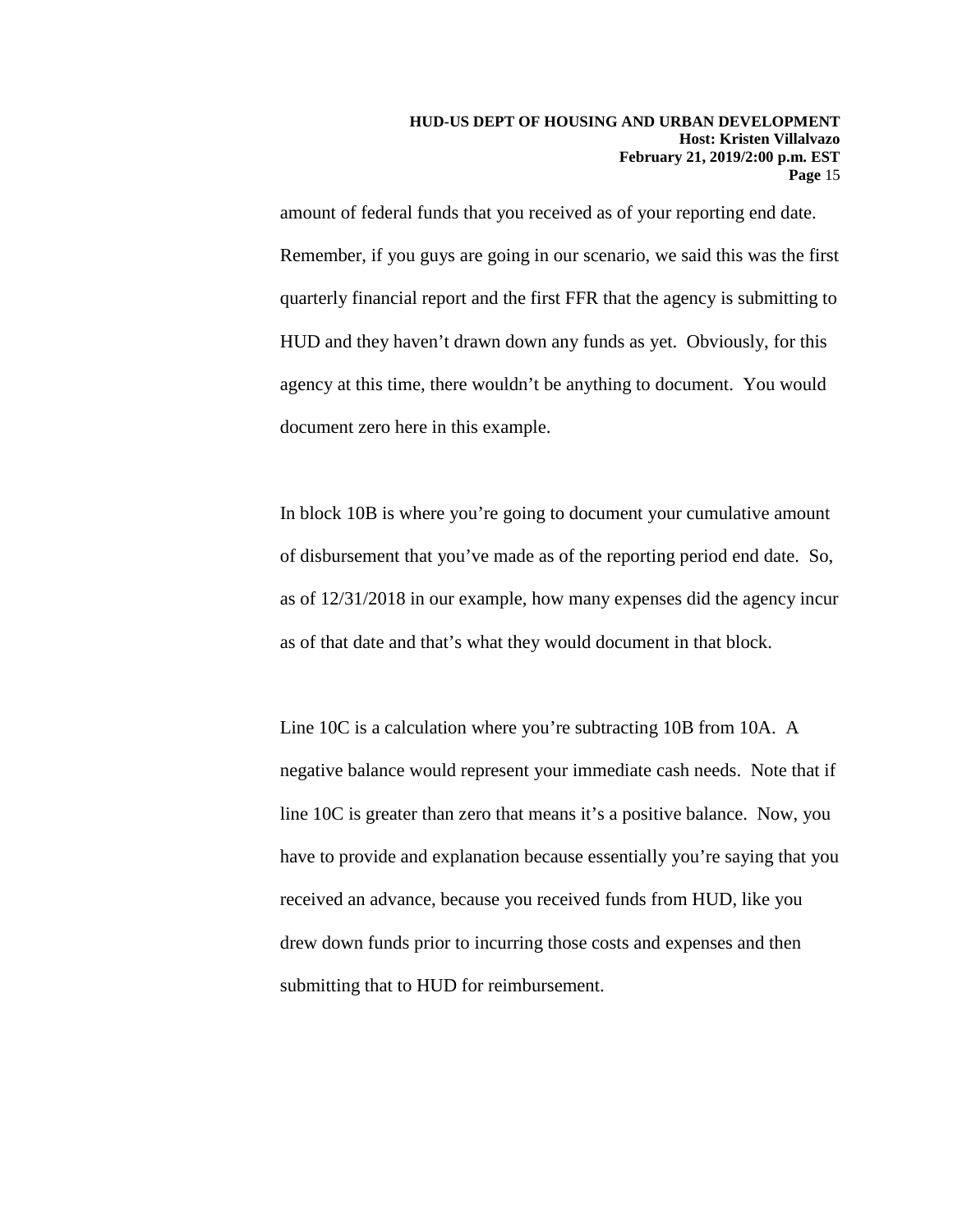amount of federal funds that you received as of your reporting end date. Remember, if you guys are going in our scenario, we said this was the first quarterly financial report and the first FFR that the agency is submitting to HUD and they haven't drawn down any funds as yet. Obviously, for this agency at this time, there wouldn't be anything to document. You would document zero here in this example.

In block 10B is where you're going to document your cumulative amount of disbursement that you've made as of the reporting period end date. So, as of 12/31/2018 in our example, how many expenses did the agency incur as of that date and that's what they would document in that block.

Line 10C is a calculation where you're subtracting 10B from 10A. A negative balance would represent your immediate cash needs. Note that if line 10C is greater than zero that means it's a positive balance. Now, you have to provide and explanation because essentially you're saying that you received an advance, because you received funds from HUD, like you drew down funds prior to incurring those costs and expenses and then submitting that to HUD for reimbursement.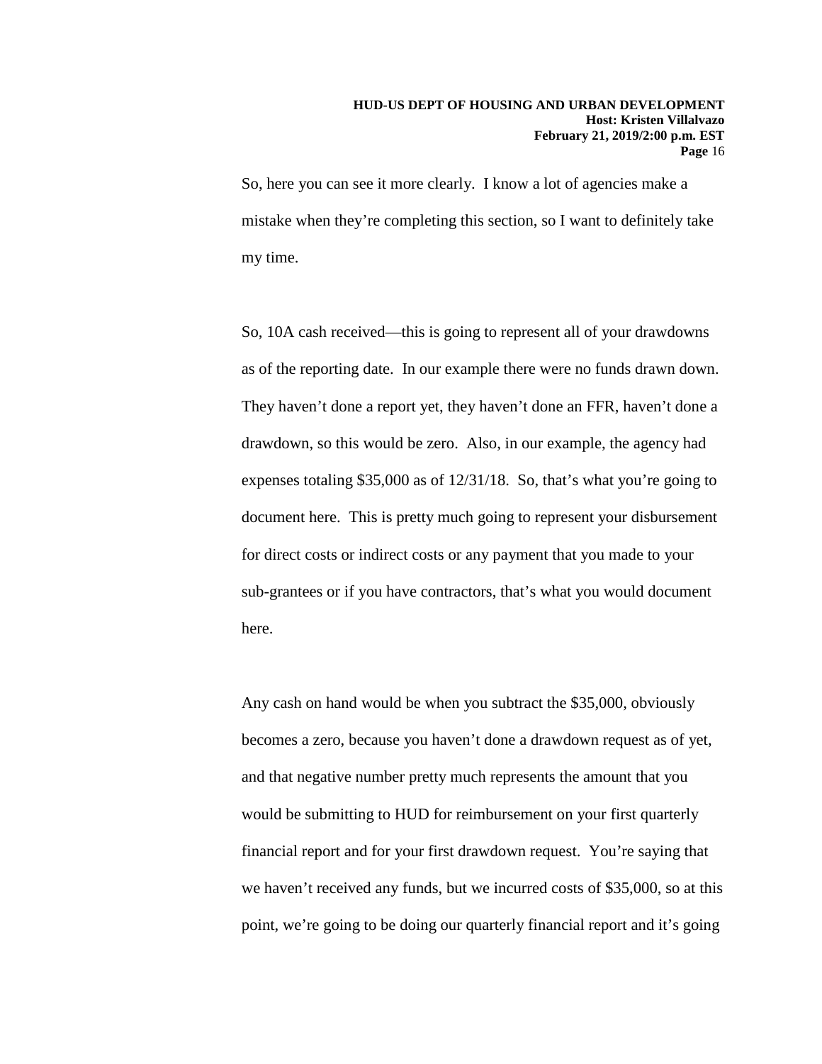So, here you can see it more clearly. I know a lot of agencies make a mistake when they're completing this section, so I want to definitely take my time.

So, 10A cash received—this is going to represent all of your drawdowns as of the reporting date. In our example there were no funds drawn down. They haven't done a report yet, they haven't done an FFR, haven't done a drawdown, so this would be zero. Also, in our example, the agency had expenses totaling $35,000 as of 12/31/18. So, that's what you're going to document here. This is pretty much going to represent your disbursement for direct costs or indirect costs or any payment that you made to your sub-grantees or if you have contractors, that's what you would document here.

Any cash on hand would be when you subtract the $35,000, obviously becomes a zero, because you haven't done a drawdown request as of yet, and that negative number pretty much represents the amount that you would be submitting to HUD for reimbursement on your first quarterly financial report and for your first drawdown request. You're saying that we haven't received any funds, but we incurred costs of $35,000, so at this point, we're going to be doing our quarterly financial report and it's going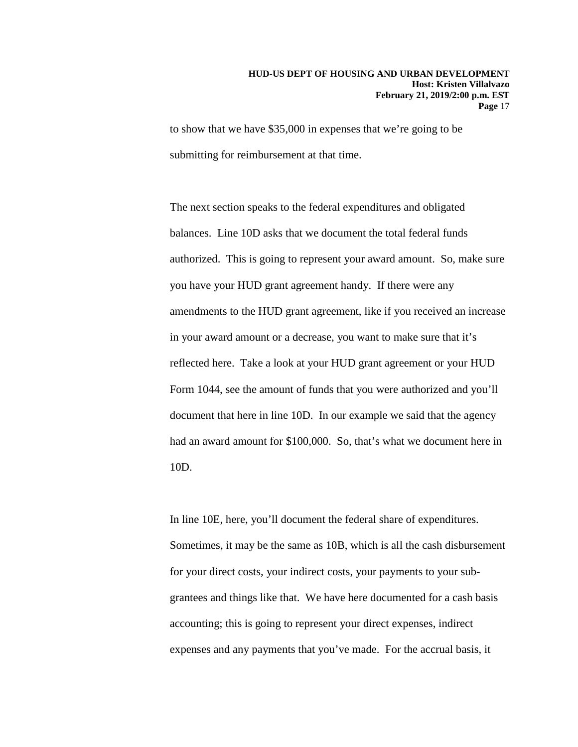to show that we have $35,000 in expenses that we're going to be submitting for reimbursement at that time.

The next section speaks to the federal expenditures and obligated balances. Line 10D asks that we document the total federal funds authorized. This is going to represent your award amount. So, make sure you have your HUD grant agreement handy. If there were any amendments to the HUD grant agreement, like if you received an increase in your award amount or a decrease, you want to make sure that it's reflected here. Take a look at your HUD grant agreement or your HUD Form 1044, see the amount of funds that you were authorized and you'll document that here in line 10D. In our example we said that the agency had an award amount for $100,000. So, that's what we document here in 10D.

In line 10E, here, you'll document the federal share of expenditures. Sometimes, it may be the same as 10B, which is all the cash disbursement for your direct costs, your indirect costs, your payments to your sub-grantees and things like that. We have here documented for a cash basis accounting; this is going to represent your direct expenses, indirect expenses and any payments that you've made. For the accrual basis, it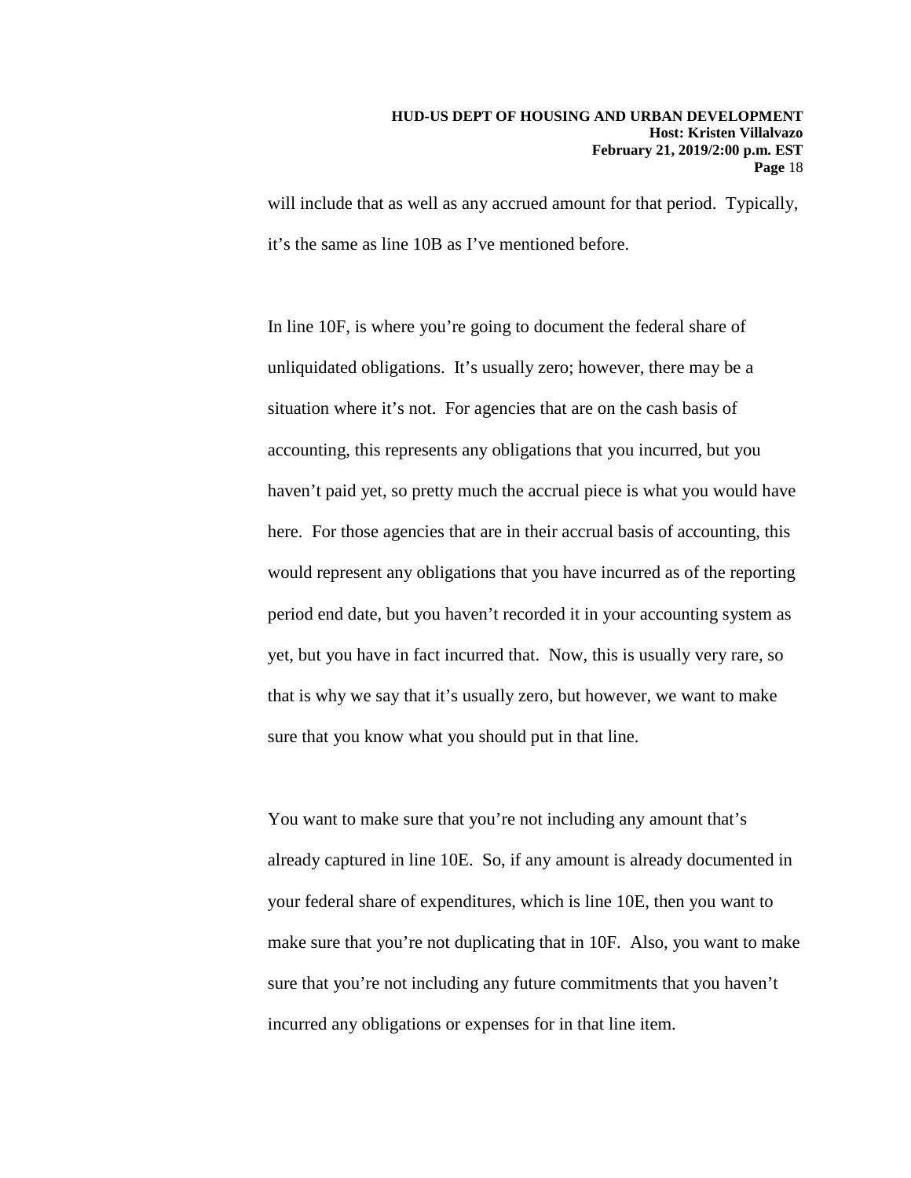will include that as well as any accrued amount for that period. Typically, it's the same as line 10B as I've mentioned before.

In line 10F, is where you're going to document the federal share of unliquidated obligations. It's usually zero; however, there may be a situation where it's not. For agencies that are on the cash basis of accounting, this represents any obligations that you incurred, but you haven't paid yet, so pretty much the accrual piece is what you would have here. For those agencies that are in their accrual basis of accounting, this would represent any obligations that you have incurred as of the reporting period end date, but you haven't recorded it in your accounting system as yet, but you have in fact incurred that. Now, this is usually very rare, so that is why we say that it's usually zero, but however, we want to make sure that you know what you should put in that line.

You want to make sure that you're not including any amount that's already captured in line 10E. So, if any amount is already documented in your federal share of expenditures, which is line 10E, then you want to make sure that you're not duplicating that in 10F. Also, you want to make sure that you're not including any future commitments that you haven't incurred any obligations or expenses for in that line item.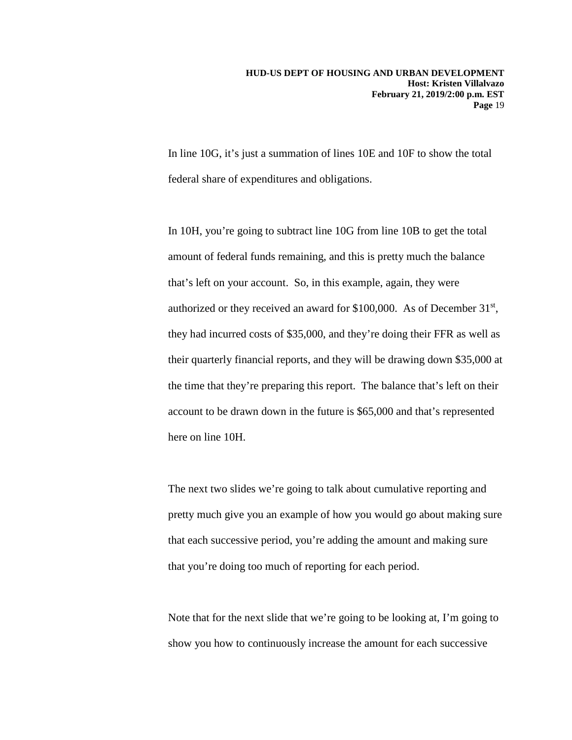In line 10G, it's just a summation of lines 10E and 10F to show the total federal share of expenditures and obligations.

In 10H, you're going to subtract line 10G from line 10B to get the total amount of federal funds remaining, and this is pretty much the balance that's left on your account. So, in this example, again, they were authorized or they received an award for $100,000. As of December 31st, they had incurred costs of $35,000, and they're doing their FFR as well as their quarterly financial reports, and they will be drawing down $35,000 at the time that they're preparing this report. The balance that's left on their account to be drawn down in the future is $65,000 and that's represented here on line 10H.

The next two slides we're going to talk about cumulative reporting and pretty much give you an example of how you would go about making sure that each successive period, you're adding the amount and making sure that you're doing too much of reporting for each period.

Note that for the next slide that we're going to be looking at, I'm going to show you how to continuously increase the amount for each successive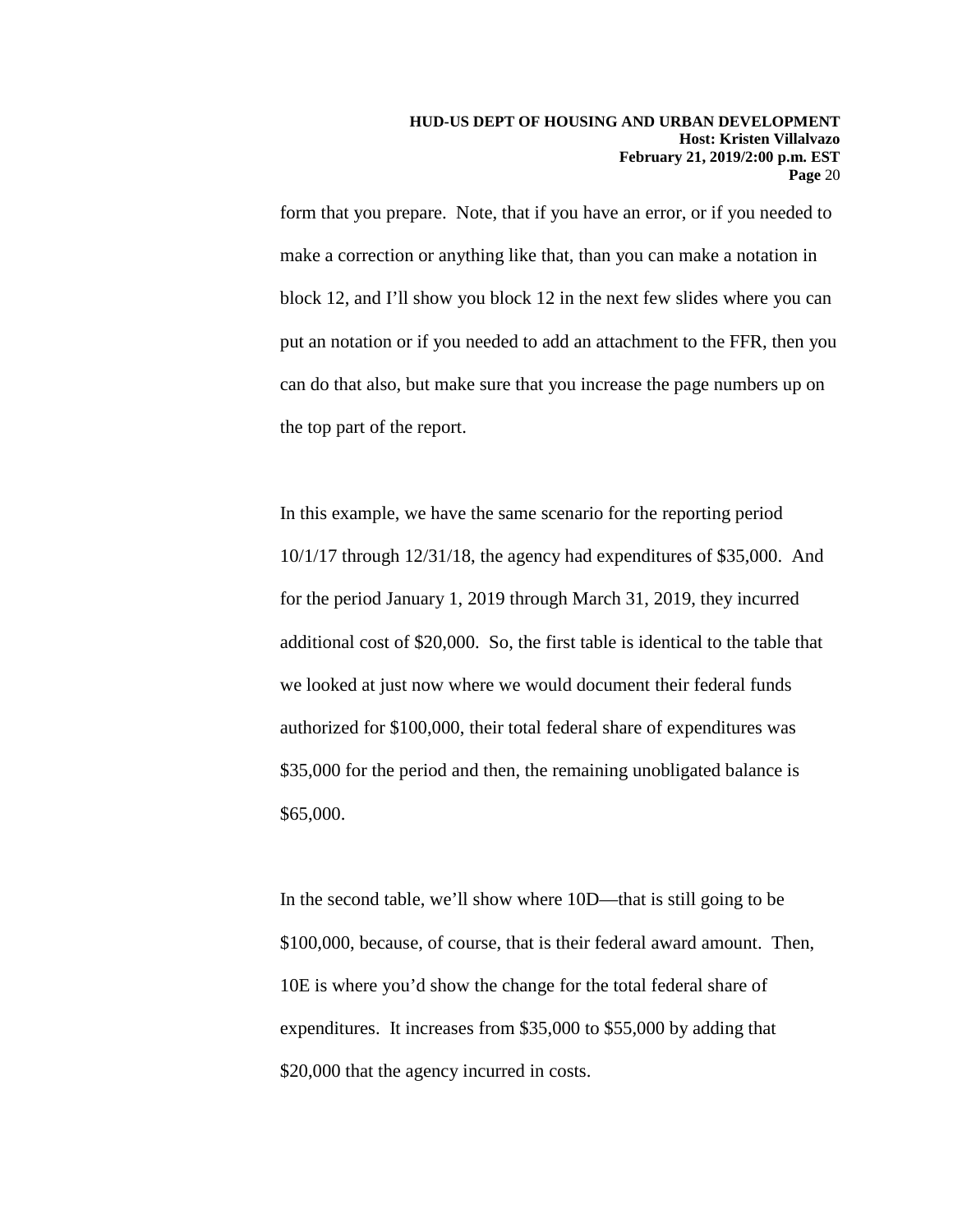form that you prepare. Note, that if you have an error, or if you needed to make a correction or anything like that, than you can make a notation in block 12, and I'll show you block 12 in the next few slides where you can put an notation or if you needed to add an attachment to the FFR, then you can do that also, but make sure that you increase the page numbers up on the top part of the report.

In this example, we have the same scenario for the reporting period 10/1/17 through 12/31/18, the agency had expenditures of $35,000. And for the period January 1, 2019 through March 31, 2019, they incurred additional cost of $20,000. So, the first table is identical to the table that we looked at just now where we would document their federal funds authorized for $100,000, their total federal share of expenditures was $35,000 for the period and then, the remaining unobligated balance is $65,000.

In the second table, we'll show where 10D—that is still going to be $100,000, because, of course, that is their federal award amount. Then, 10E is where you'd show the change for the total federal share of expenditures. It increases from $35,000 to $55,000 by adding that $20,000 that the agency incurred in costs.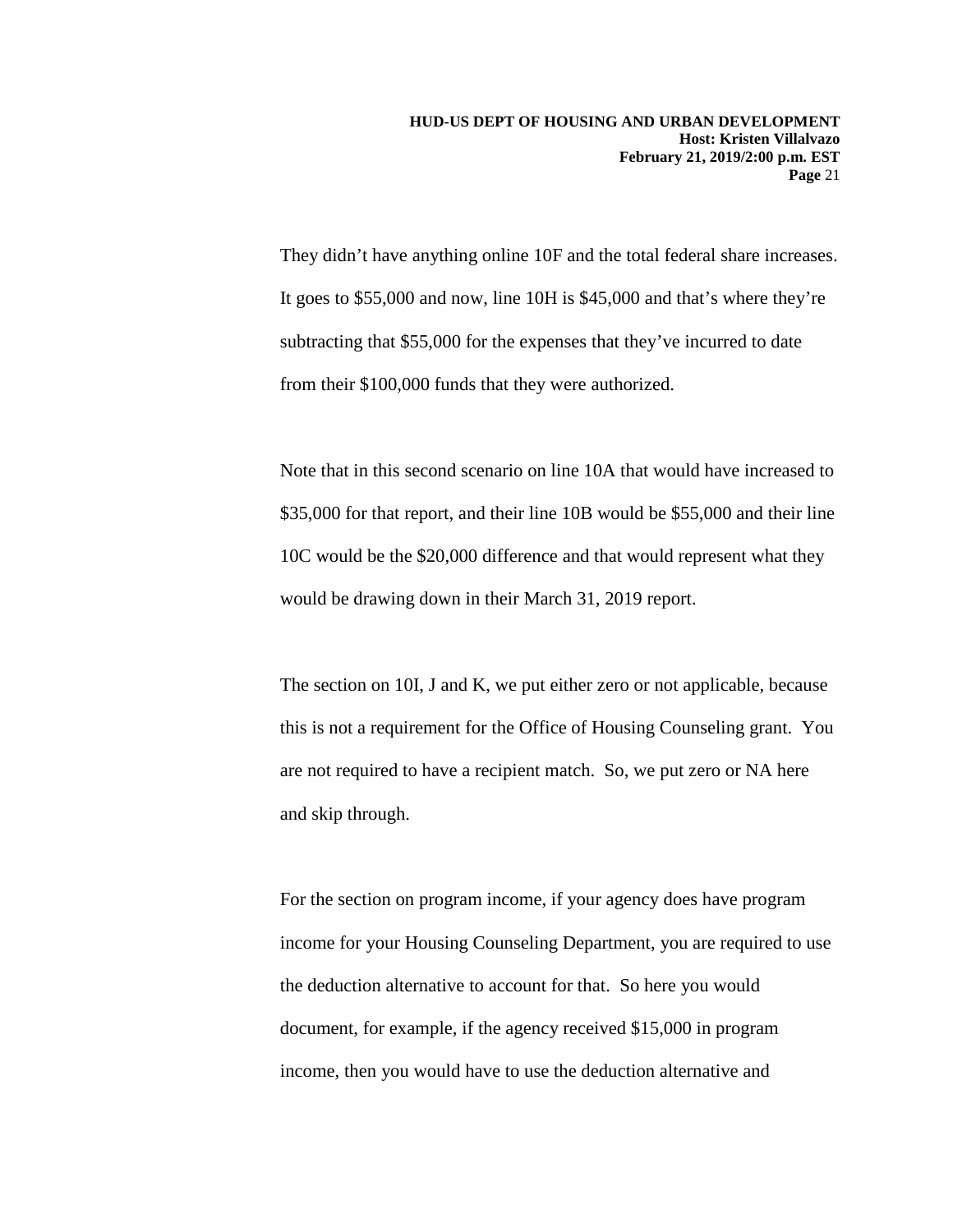They didn’t have anything online 10F and the total federal share increases. It goes to $55,000 and now, line 10H is $45,000 and that’s where they’re subtracting that $55,000 for the expenses that they’ve incurred to date from their $100,000 funds that they were authorized.

Note that in this second scenario on line 10A that would have increased to $35,000 for that report, and their line 10B would be $55,000 and their line 10C would be the $20,000 difference and that would represent what they would be drawing down in their March 31, 2019 report.

The section on 10I, J and K, we put either zero or not applicable, because this is not a requirement for the Office of Housing Counseling grant. You are not required to have a recipient match. So, we put zero or NA here and skip through.

For the section on program income, if your agency does have program income for your Housing Counseling Department, you are required to use the deduction alternative to account for that. So here you would document, for example, if the agency received $15,000 in program income, then you would have to use the deduction alternative and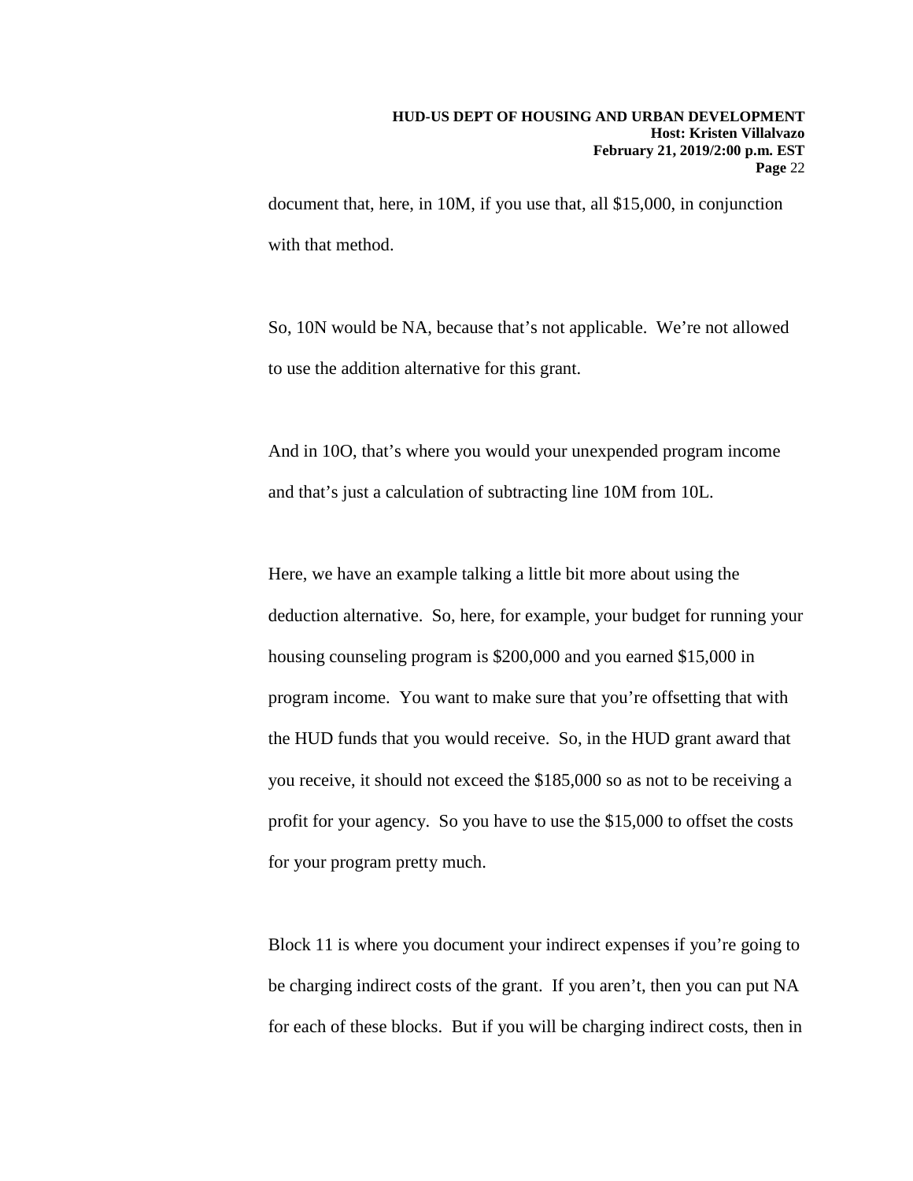document that, here, in 10M, if you use that, all $15,000, in conjunction with that method.

So, 10N would be NA, because that's not applicable. We're not allowed to use the addition alternative for this grant.

And in 10O, that's where you would your unexpended program income and that's just a calculation of subtracting line 10M from 10L.

Here, we have an example talking a little bit more about using the deduction alternative. So, here, for example, your budget for running your housing counseling program is $200,000 and you earned $15,000 in program income. You want to make sure that you're offsetting that with the HUD funds that you would receive. So, in the HUD grant award that you receive, it should not exceed the $185,000 so as not to be receiving a profit for your agency. So you have to use the $15,000 to offset the costs for your program pretty much.

Block 11 is where you document your indirect expenses if you're going to be charging indirect costs of the grant. If you aren't, then you can put NA for each of these blocks. But if you will be charging indirect costs, then in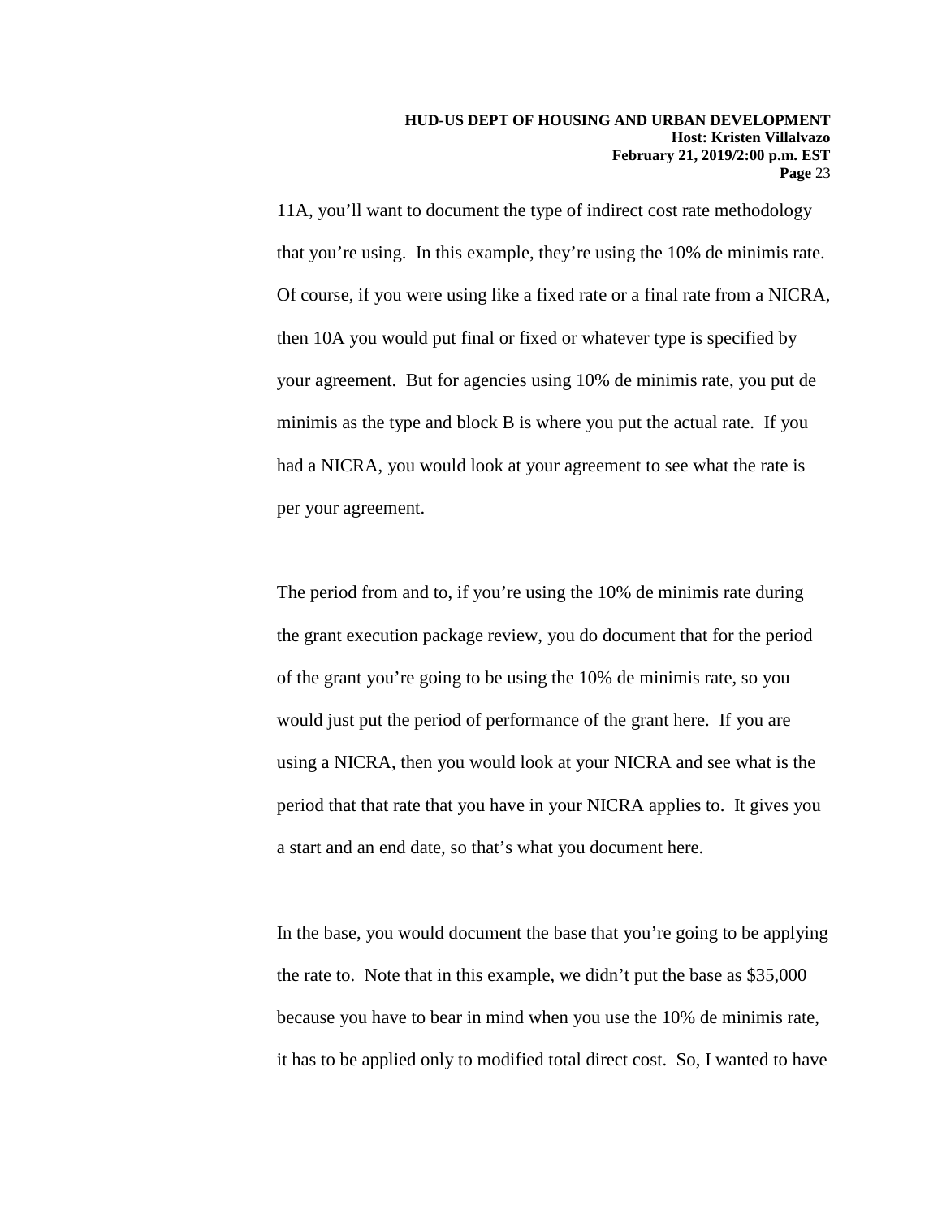11A, you'll want to document the type of indirect cost rate methodology that you're using. In this example, they're using the 10% de minimis rate. Of course, if you were using like a fixed rate or a final rate from a NICRA, then 10A you would put final or fixed or whatever type is specified by your agreement. But for agencies using 10% de minimis rate, you put de minimis as the type and block B is where you put the actual rate. If you had a NICRA, you would look at your agreement to see what the rate is per your agreement.

The period from and to, if you're using the 10% de minimis rate during the grant execution package review, you do document that for the period of the grant you're going to be using the 10% de minimis rate, so you would just put the period of performance of the grant here. If you are using a NICRA, then you would look at your NICRA and see what is the period that that rate that you have in your NICRA applies to. It gives you a start and an end date, so that's what you document here.

In the base, you would document the base that you're going to be applying the rate to. Note that in this example, we didn't put the base as $35,000 because you have to bear in mind when you use the 10% de minimis rate, it has to be applied only to modified total direct cost. So, I wanted to have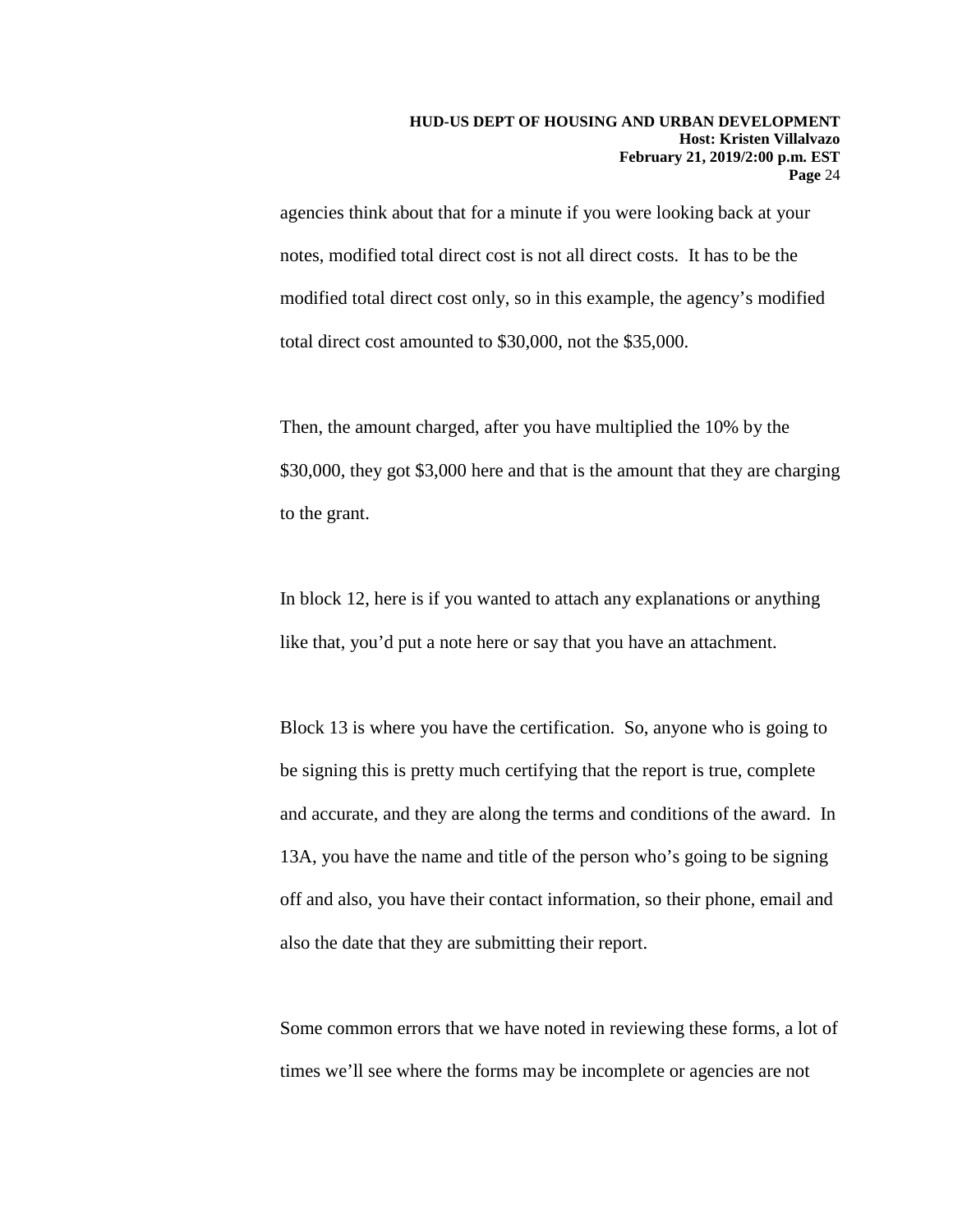agencies think about that for a minute if you were looking back at your notes, modified total direct cost is not all direct costs. It has to be the modified total direct cost only, so in this example, the agency's modified total direct cost amounted to $30,000, not the $35,000.

Then, the amount charged, after you have multiplied the 10% by the $30,000, they got $3,000 here and that is the amount that they are charging to the grant.

In block 12, here is if you wanted to attach any explanations or anything like that, you'd put a note here or say that you have an attachment.

Block 13 is where you have the certification. So, anyone who is going to be signing this is pretty much certifying that the report is true, complete and accurate, and they are along the terms and conditions of the award. In 13A, you have the name and title of the person who's going to be signing off and also, you have their contact information, so their phone, email and also the date that they are submitting their report.

Some common errors that we have noted in reviewing these forms, a lot of times we'll see where the forms may be incomplete or agencies are not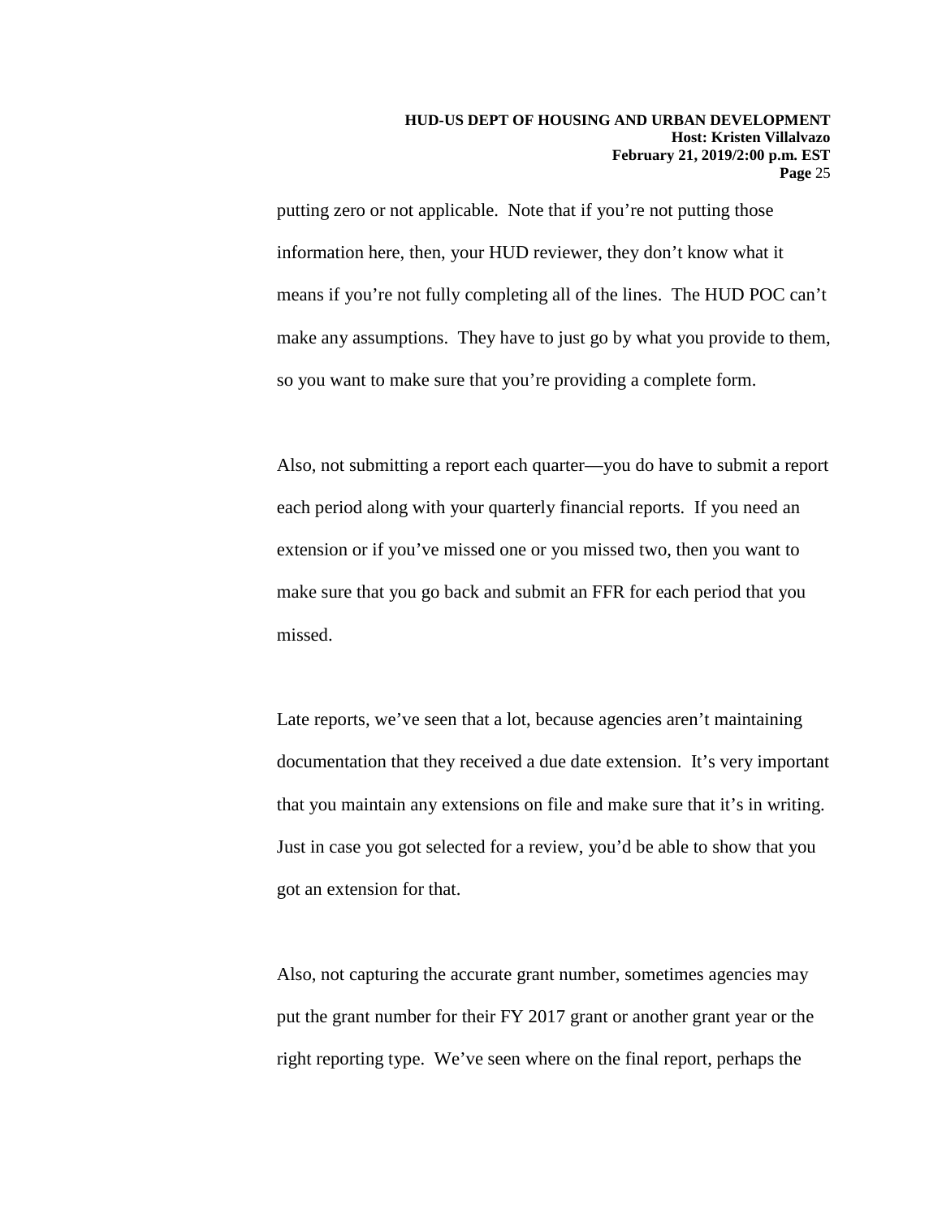putting zero or not applicable. Note that if you're not putting those information here, then, your HUD reviewer, they don't know what it means if you're not fully completing all of the lines. The HUD POC can't make any assumptions. They have to just go by what you provide to them, so you want to make sure that you're providing a complete form.

Also, not submitting a report each quarter—you do have to submit a report each period along with your quarterly financial reports. If you need an extension or if you've missed one or you missed two, then you want to make sure that you go back and submit an FFR for each period that you missed.

Late reports, we've seen that a lot, because agencies aren't maintaining documentation that they received a due date extension. It's very important that you maintain any extensions on file and make sure that it's in writing. Just in case you got selected for a review, you'd be able to show that you got an extension for that.

Also, not capturing the accurate grant number, sometimes agencies may put the grant number for their FY 2017 grant or another grant year or the right reporting type. We've seen where on the final report, perhaps the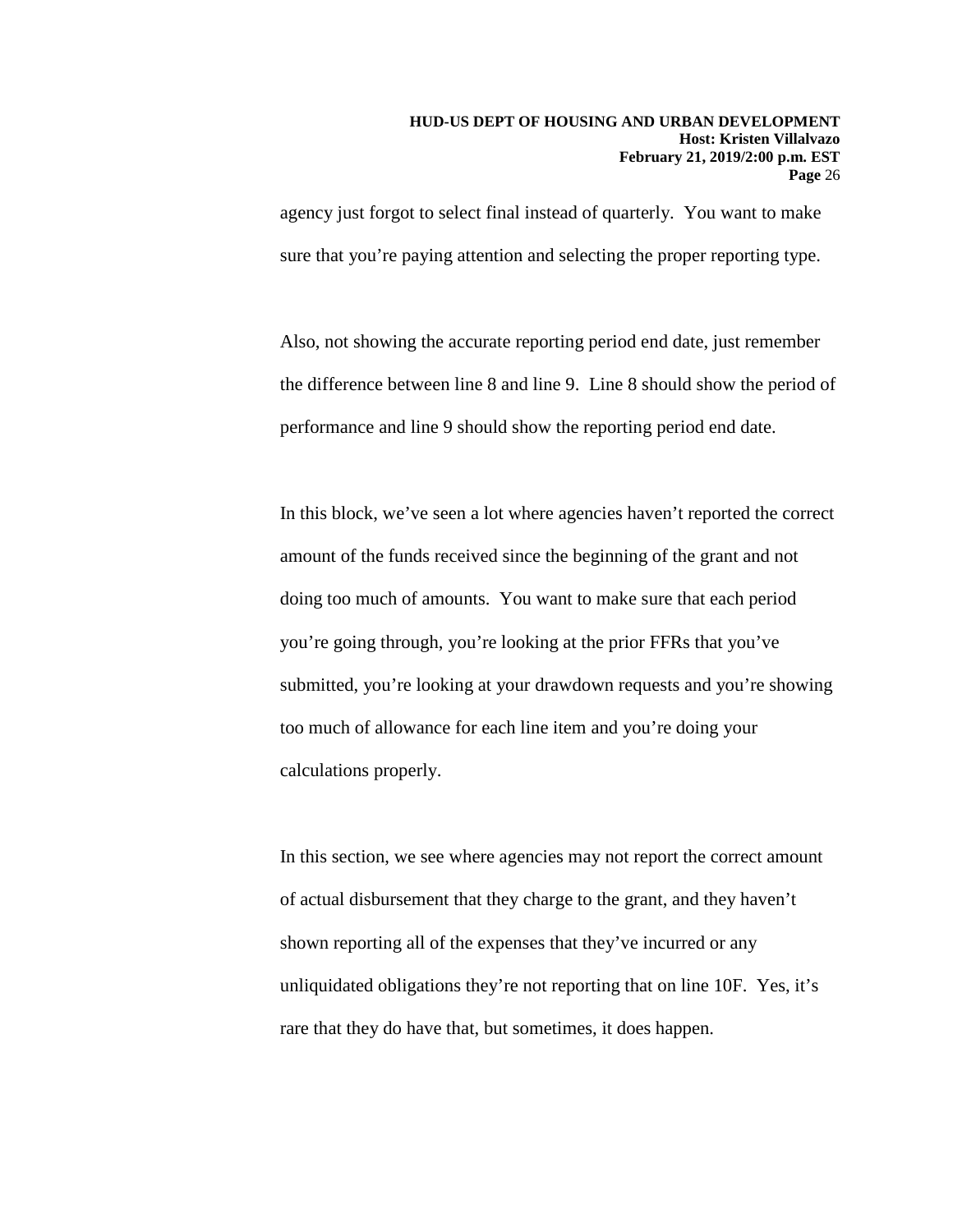agency just forgot to select final instead of quarterly. You want to make sure that you're paying attention and selecting the proper reporting type.

Also, not showing the accurate reporting period end date, just remember the difference between line 8 and line 9. Line 8 should show the period of performance and line 9 should show the reporting period end date.

In this block, we've seen a lot where agencies haven't reported the correct amount of the funds received since the beginning of the grant and not doing too much of amounts. You want to make sure that each period you're going through, you're looking at the prior FFRs that you've submitted, you're looking at your drawdown requests and you're showing too much of allowance for each line item and you're doing your calculations properly.

In this section, we see where agencies may not report the correct amount of actual disbursement that they charge to the grant, and they haven't shown reporting all of the expenses that they've incurred or any unliquidated obligations they're not reporting that on line 10F. Yes, it's rare that they do have that, but sometimes, it does happen.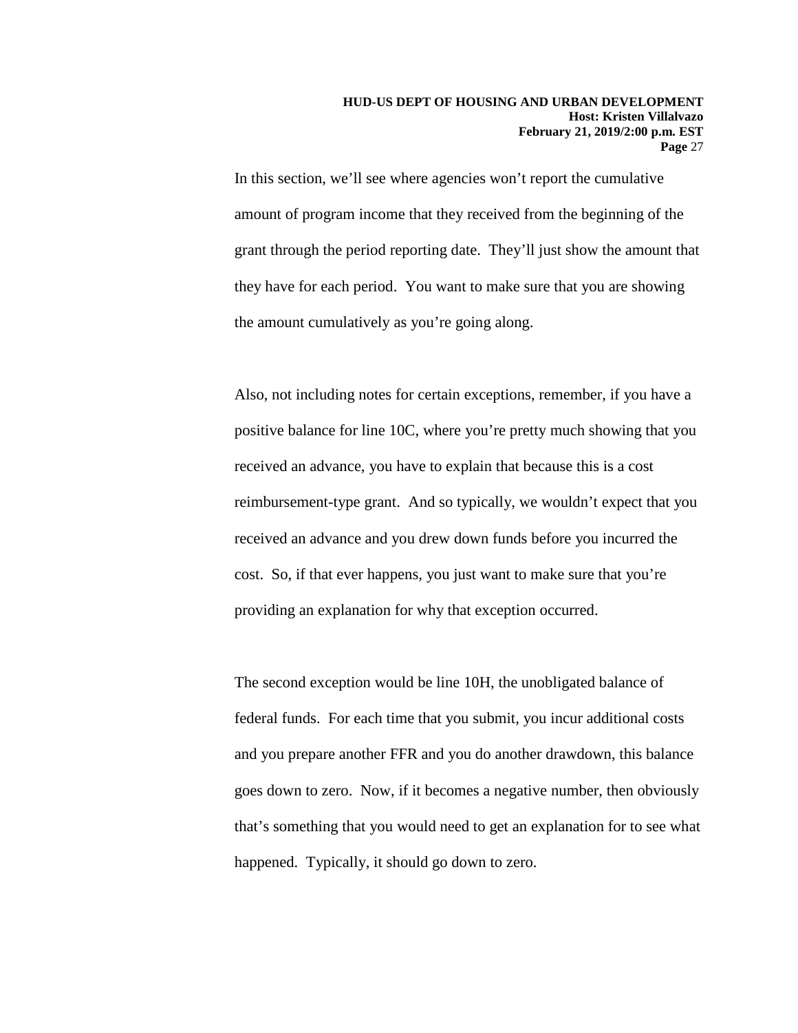In this section, we'll see where agencies won't report the cumulative amount of program income that they received from the beginning of the grant through the period reporting date. They'll just show the amount that they have for each period. You want to make sure that you are showing the amount cumulatively as you're going along.

Also, not including notes for certain exceptions, remember, if you have a positive balance for line 10C, where you're pretty much showing that you received an advance, you have to explain that because this is a cost reimbursement-type grant. And so typically, we wouldn't expect that you received an advance and you drew down funds before you incurred the cost. So, if that ever happens, you just want to make sure that you're providing an explanation for why that exception occurred.

The second exception would be line 10H, the unobligated balance of federal funds. For each time that you submit, you incur additional costs and you prepare another FFR and you do another drawdown, this balance goes down to zero. Now, if it becomes a negative number, then obviously that's something that you would need to get an explanation for to see what happened. Typically, it should go down to zero.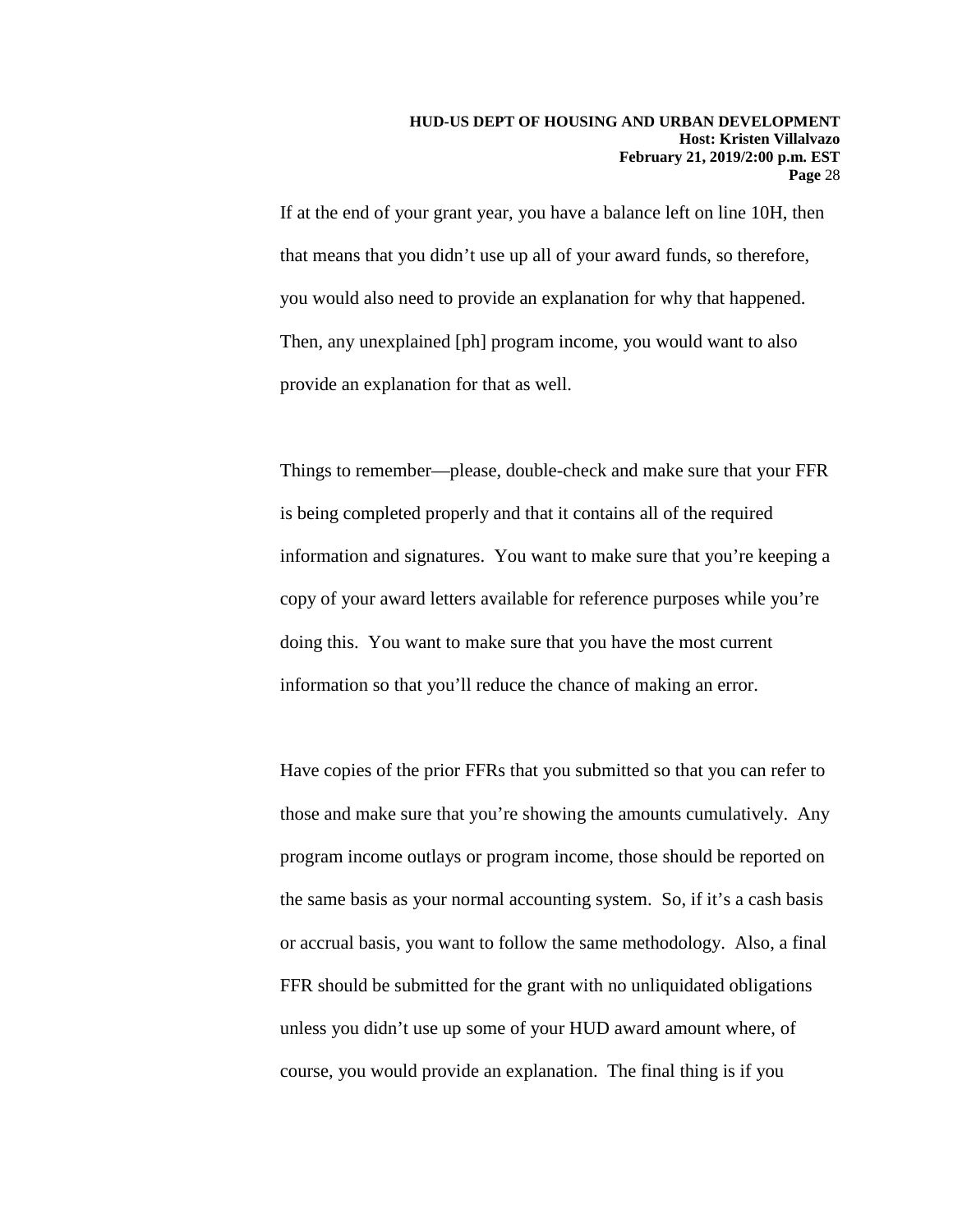If at the end of your grant year, you have a balance left on line 10H, then that means that you didn't use up all of your award funds, so therefore, you would also need to provide an explanation for why that happened. Then, any unexplained [ph] program income, you would want to also provide an explanation for that as well.

Things to remember—please, double-check and make sure that your FFR is being completed properly and that it contains all of the required information and signatures. You want to make sure that you're keeping a copy of your award letters available for reference purposes while you're doing this. You want to make sure that you have the most current information so that you'll reduce the chance of making an error.

Have copies of the prior FFRs that you submitted so that you can refer to those and make sure that you're showing the amounts cumulatively. Any program income outlays or program income, those should be reported on the same basis as your normal accounting system. So, if it's a cash basis or accrual basis, you want to follow the same methodology. Also, a final FFR should be submitted for the grant with no unliquidated obligations unless you didn't use up some of your HUD award amount where, of course, you would provide an explanation. The final thing is if you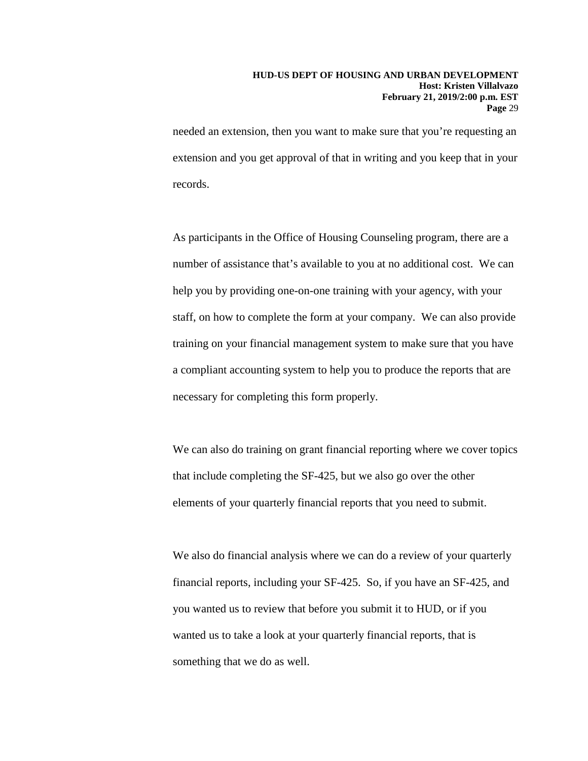needed an extension, then you want to make sure that you're requesting an extension and you get approval of that in writing and you keep that in your records.

As participants in the Office of Housing Counseling program, there are a number of assistance that's available to you at no additional cost. We can help you by providing one-on-one training with your agency, with your staff, on how to complete the form at your company. We can also provide training on your financial management system to make sure that you have a compliant accounting system to help you to produce the reports that are necessary for completing this form properly.

We can also do training on grant financial reporting where we cover topics that include completing the SF-425, but we also go over the other elements of your quarterly financial reports that you need to submit.

We also do financial analysis where we can do a review of your quarterly financial reports, including your SF-425. So, if you have an SF-425, and you wanted us to review that before you submit it to HUD, or if you wanted us to take a look at your quarterly financial reports, that is something that we do as well.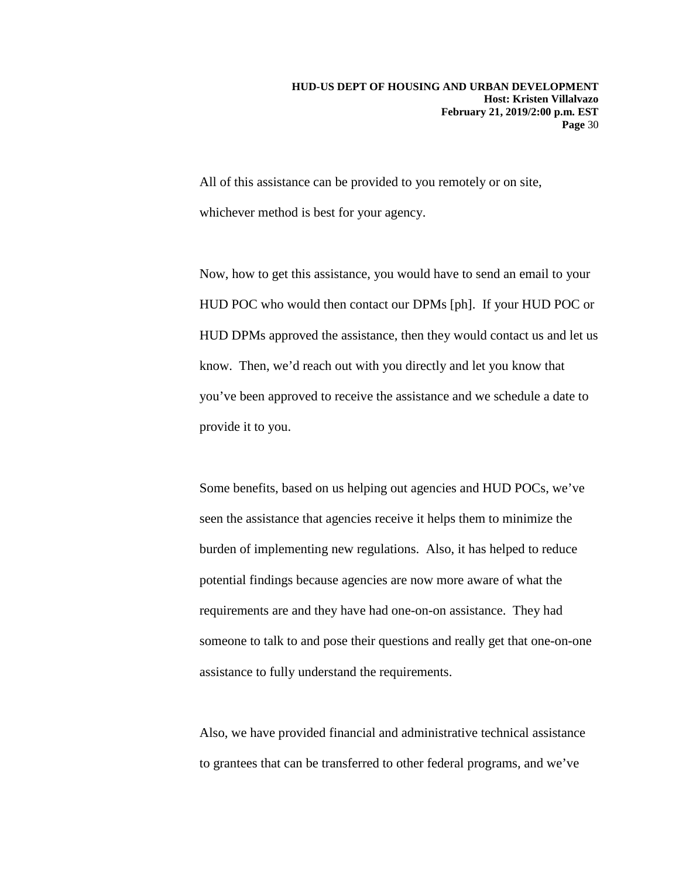All of this assistance can be provided to you remotely or on site, whichever method is best for your agency.

Now, how to get this assistance, you would have to send an email to your HUD POC who would then contact our DPMs [ph]. If your HUD POC or HUD DPMs approved the assistance, then they would contact us and let us know. Then, we'd reach out with you directly and let you know that you've been approved to receive the assistance and we schedule a date to provide it to you.

Some benefits, based on us helping out agencies and HUD POCs, we've seen the assistance that agencies receive it helps them to minimize the burden of implementing new regulations. Also, it has helped to reduce potential findings because agencies are now more aware of what the requirements are and they have had one-on-on assistance. They had someone to talk to and pose their questions and really get that one-on-one assistance to fully understand the requirements.

Also, we have provided financial and administrative technical assistance to grantees that can be transferred to other federal programs, and we've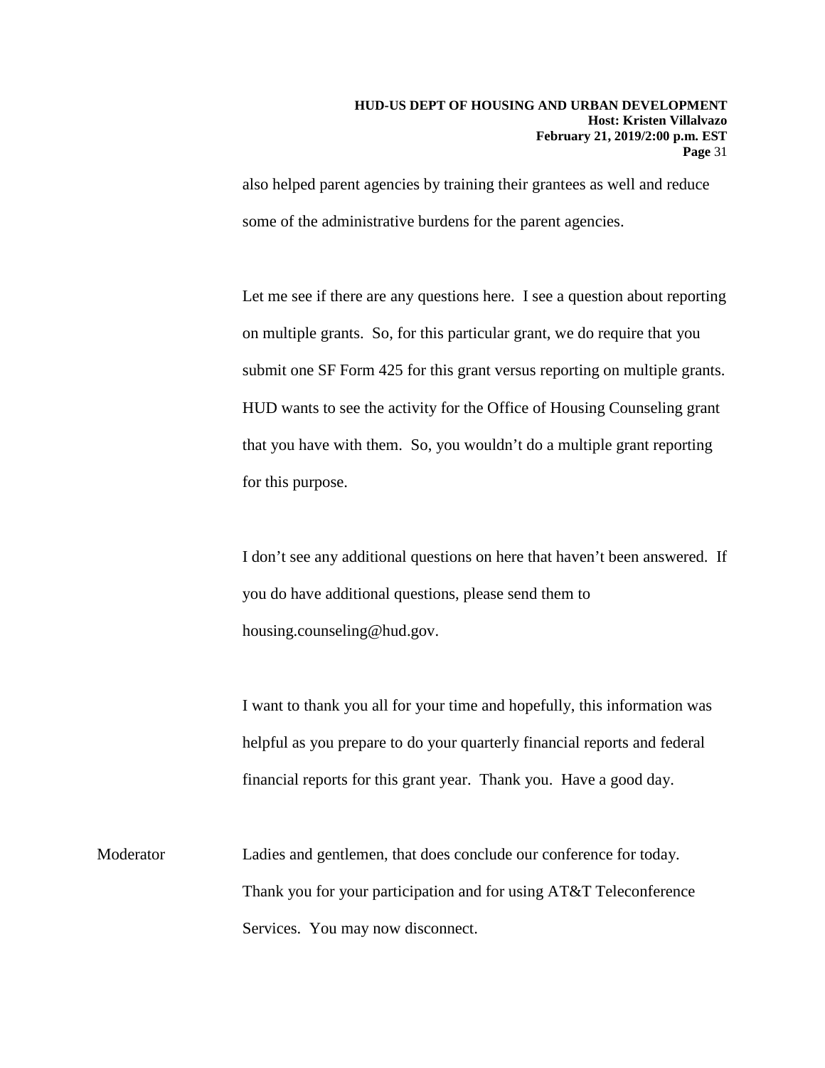also helped parent agencies by training their grantees as well and reduce some of the administrative burdens for the parent agencies.

Let me see if there are any questions here. I see a question about reporting on multiple grants. So, for this particular grant, we do require that you submit one SF Form 425 for this grant versus reporting on multiple grants. HUD wants to see the activity for the Office of Housing Counseling grant that you have with them. So, you wouldn't do a multiple grant reporting for this purpose.

I don't see any additional questions on here that haven't been answered. If you do have additional questions, please send them to housing.counseling@hud.gov.

I want to thank you all for your time and hopefully, this information was helpful as you prepare to do your quarterly financial reports and federal financial reports for this grant year. Thank you. Have a good day.

Moderator: Ladies and gentlemen, that does conclude our conference for today. Thank you for your participation and for using AT&T Teleconference Services. You may now disconnect.